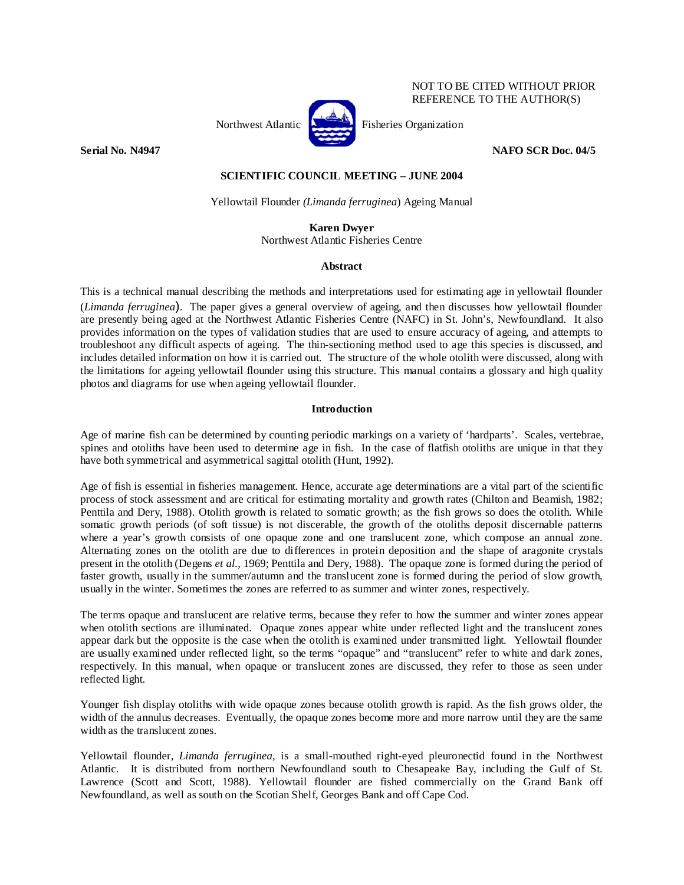NOT TO BE CITED WITHOUT PRIOR REFERENCE TO THE AUTHOR(S)

Northwest Atlantic Fisheries Organization

**Serial No. N4947** **NAFO SCR Doc. 04/5**

**SCIENTIFIC COUNCIL MEETING – JUNE 2004**

Yellowtail Flounder *(Limanda ferruginea*) Ageing Manual

**Karen Dwyer**
Northwest Atlantic Fisheries Centre

## Abstract

This is a technical manual describing the methods and interpretations used for estimating age in yellowtail flounder (*Limanda ferruginea*). The paper gives a general overview of ageing, and then discusses how yellowtail flounder are presently being aged at the Northwest Atlantic Fisheries Centre (NAFC) in St. John's, Newfoundland. It also provides information on the types of validation studies that are used to ensure accuracy of ageing, and attempts to troubleshoot any difficult aspects of ageing. The thin-sectioning method used to age this species is discussed, and includes detailed information on how it is carried out. The structure of the whole otolith were discussed, along with the limitations for ageing yellowtail flounder using this structure. This manual contains a glossary and high quality photos and diagrams for use when ageing yellowtail flounder.

## Introduction

Age of marine fish can be determined by counting periodic markings on a variety of 'hardparts'. Scales, vertebrae, spines and otoliths have been used to determine age in fish. In the case of flatfish otoliths are unique in that they have both symmetrical and asymmetrical sagittal otolith (Hunt, 1992).

Age of fish is essential in fisheries management. Hence, accurate age determinations are a vital part of the scientific process of stock assessment and are critical for estimating mortality and growth rates (Chilton and Beamish, 1982; Penttila and Dery, 1988). Otolith growth is related to somatic growth; as the fish grows so does the otolith. While somatic growth periods (of soft tissue) is not discerable, the growth of the otoliths deposit discernable patterns where a year's growth consists of one opaque zone and one translucent zone, which compose an annual zone. Alternating zones on the otolith are due to differences in protein deposition and the shape of aragonite crystals present in the otolith (Degens *et al.*, 1969; Penttila and Dery, 1988). The opaque zone is formed during the period of faster growth, usually in the summer/autumn and the translucent zone is formed during the period of slow growth, usually in the winter. Sometimes the zones are referred to as summer and winter zones, respectively.

The terms opaque and translucent are relative terms, because they refer to how the summer and winter zones appear when otolith sections are illuminated. Opaque zones appear white under reflected light and the translucent zones appear dark but the opposite is the case when the otolith is examined under transmitted light. Yellowtail flounder are usually examined under reflected light, so the terms "opaque" and "translucent" refer to white and dark zones, respectively. In this manual, when opaque or translucent zones are discussed, they refer to those as seen under reflected light.

Younger fish display otoliths with wide opaque zones because otolith growth is rapid. As the fish grows older, the width of the annulus decreases. Eventually, the opaque zones become more and more narrow until they are the same width as the translucent zones.

Yellowtail flounder, *Limanda ferruginea*, is a small-mouthed right-eyed pleuronectid found in the Northwest Atlantic. It is distributed from northern Newfoundland south to Chesapeake Bay, including the Gulf of St. Lawrence (Scott and Scott, 1988). Yellowtail flounder are fished commercially on the Grand Bank off Newfoundland, as well as south on the Scotian Shelf, Georges Bank and off Cape Cod.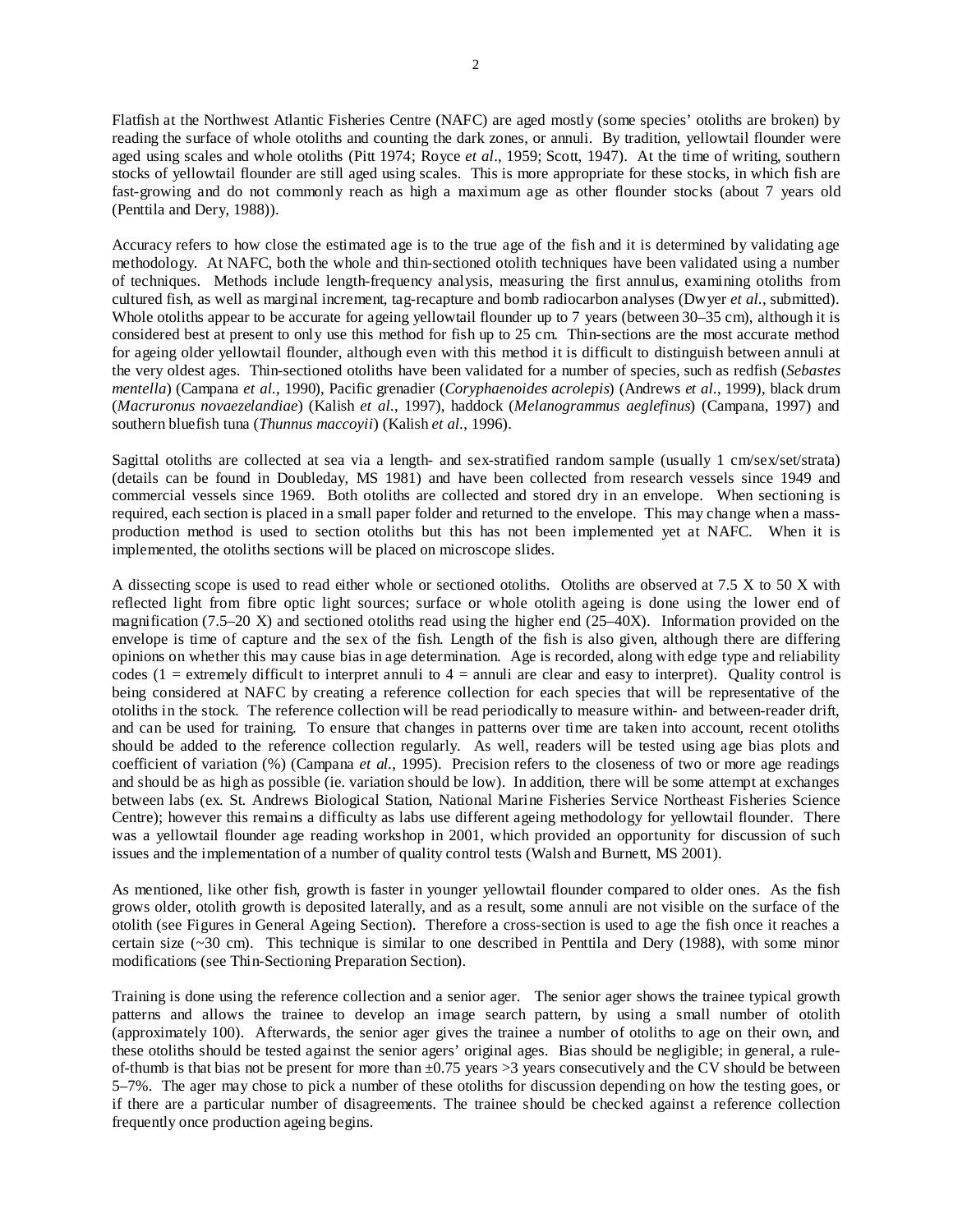Flatfish at the Northwest Atlantic Fisheries Centre (NAFC) are aged mostly (some species' otoliths are broken) by reading the surface of whole otoliths and counting the dark zones, or annuli. By tradition, yellowtail flounder were aged using scales and whole otoliths (Pitt 1974; Royce *et al*., 1959; Scott, 1947). At the time of writing, southern stocks of yellowtail flounder are still aged using scales. This is more appropriate for these stocks, in which fish are fast-growing and do not commonly reach as high a maximum age as other flounder stocks (about 7 years old (Penttila and Dery, 1988)).

Accuracy refers to how close the estimated age is to the true age of the fish and it is determined by validating age methodology. At NAFC, both the whole and thin-sectioned otolith techniques have been validated using a number of techniques. Methods include length-frequency analysis, measuring the first annulus, examining otoliths from cultured fish, as well as marginal increment, tag-recapture and bomb radiocarbon analyses (Dwyer *et al*., submitted). Whole otoliths appear to be accurate for ageing yellowtail flounder up to 7 years (between 30–35 cm), although it is considered best at present to only use this method for fish up to 25 cm. Thin-sections are the most accurate method for ageing older yellowtail flounder, although even with this method it is difficult to distinguish between annuli at the very oldest ages. Thin-sectioned otoliths have been validated for a number of species, such as redfish (*Sebastes mentella*) (Campana *et al*., 1990), Pacific grenadier (*Coryphaenoides acrolepis*) (Andrews *et al*., 1999), black drum (*Macruronus novaezelandiae*) (Kalish *et al*., 1997), haddock (*Melanogrammus aeglefinus*) (Campana, 1997) and southern bluefish tuna (*Thunnus maccoyii*) (Kalish *et al*., 1996).

Sagittal otoliths are collected at sea via a length- and sex-stratified random sample (usually 1 cm/sex/set/strata) (details can be found in Doubleday, MS 1981) and have been collected from research vessels since 1949 and commercial vessels since 1969. Both otoliths are collected and stored dry in an envelope. When sectioning is required, each section is placed in a small paper folder and returned to the envelope. This may change when a mass-production method is used to section otoliths but this has not been implemented yet at NAFC. When it is implemented, the otoliths sections will be placed on microscope slides.

A dissecting scope is used to read either whole or sectioned otoliths. Otoliths are observed at 7.5 X to 50 X with reflected light from fibre optic light sources; surface or whole otolith ageing is done using the lower end of magnification (7.5–20 X) and sectioned otoliths read using the higher end (25–40X). Information provided on the envelope is time of capture and the sex of the fish. Length of the fish is also given, although there are differing opinions on whether this may cause bias in age determination. Age is recorded, along with edge type and reliability codes (1 = extremely difficult to interpret annuli to 4 = annuli are clear and easy to interpret). Quality control is being considered at NAFC by creating a reference collection for each species that will be representative of the otoliths in the stock. The reference collection will be read periodically to measure within- and between-reader drift, and can be used for training. To ensure that changes in patterns over time are taken into account, recent otoliths should be added to the reference collection regularly. As well, readers will be tested using age bias plots and coefficient of variation (%) (Campana *et al*., 1995). Precision refers to the closeness of two or more age readings and should be as high as possible (ie. variation should be low). In addition, there will be some attempt at exchanges between labs (ex. St. Andrews Biological Station, National Marine Fisheries Service Northeast Fisheries Science Centre); however this remains a difficulty as labs use different ageing methodology for yellowtail flounder. There was a yellowtail flounder age reading workshop in 2001, which provided an opportunity for discussion of such issues and the implementation of a number of quality control tests (Walsh and Burnett, MS 2001).

As mentioned, like other fish, growth is faster in younger yellowtail flounder compared to older ones. As the fish grows older, otolith growth is deposited laterally, and as a result, some annuli are not visible on the surface of the otolith (see Figures in General Ageing Section). Therefore a cross-section is used to age the fish once it reaches a certain size (~30 cm). This technique is similar to one described in Penttila and Dery (1988), with some minor modifications (see Thin-Sectioning Preparation Section).

Training is done using the reference collection and a senior ager. The senior ager shows the trainee typical growth patterns and allows the trainee to develop an image search pattern, by using a small number of otolith (approximately 100). Afterwards, the senior ager gives the trainee a number of otoliths to age on their own, and these otoliths should be tested against the senior agers' original ages. Bias should be negligible; in general, a rule-of-thumb is that bias not be present for more than ±0.75 years >3 years consecutively and the CV should be between 5–7%. The ager may chose to pick a number of these otoliths for discussion depending on how the testing goes, or if there are a particular number of disagreements. The trainee should be checked against a reference collection frequently once production ageing begins.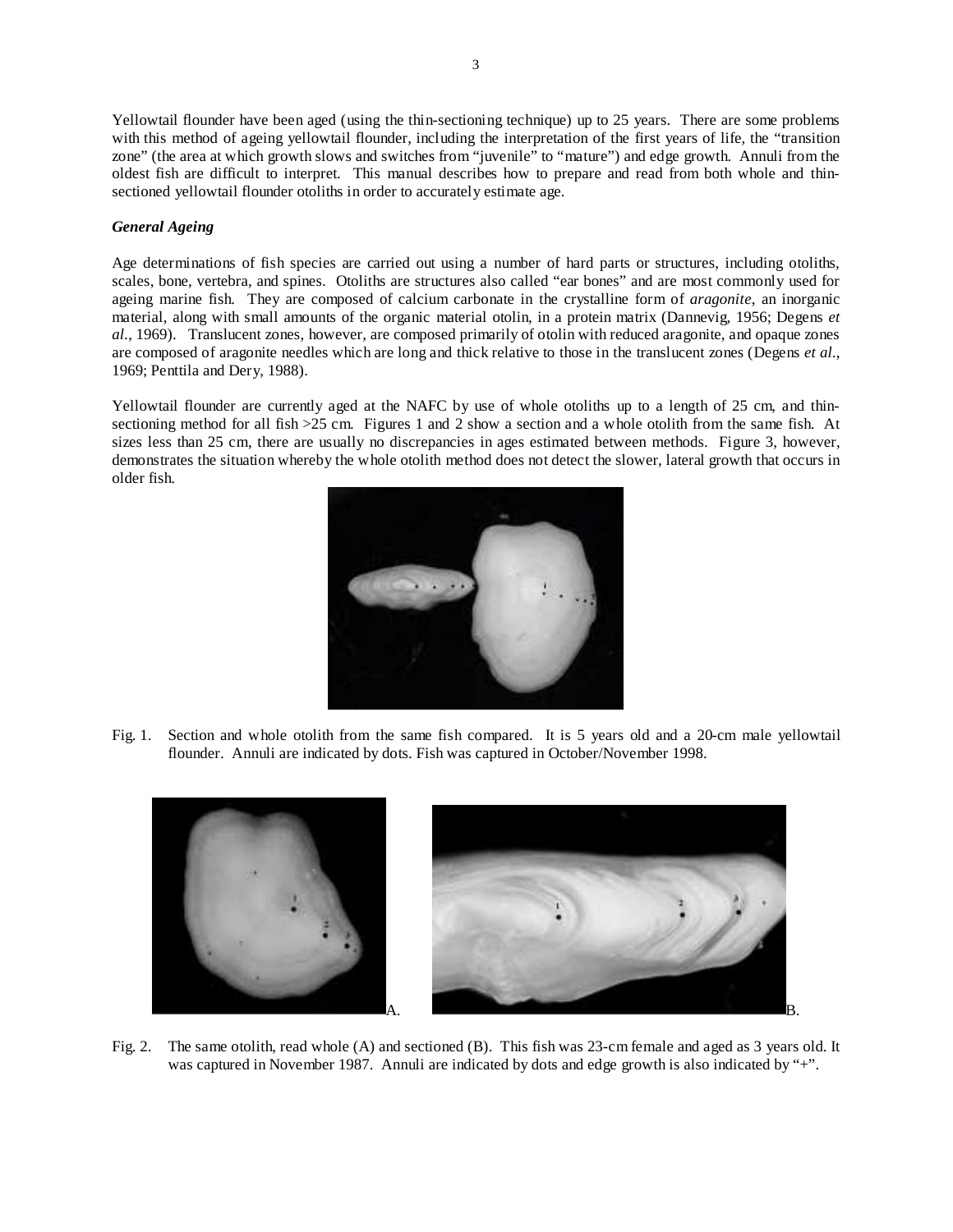Yellowtail flounder have been aged (using the thin-sectioning technique) up to 25 years. There are some problems with this method of ageing yellowtail flounder, including the interpretation of the first years of life, the "transition zone" (the area at which growth slows and switches from "juvenile" to "mature") and edge growth. Annuli from the oldest fish are difficult to interpret. This manual describes how to prepare and read from both whole and thin-sectioned yellowtail flounder otoliths in order to accurately estimate age.

### *General Ageing*

Age determinations of fish species are carried out using a number of hard parts or structures, including otoliths, scales, bone, vertebra, and spines. Otoliths are structures also called "ear bones" and are most commonly used for ageing marine fish. They are composed of calcium carbonate in the crystalline form of *aragonite*, an inorganic material, along with small amounts of the organic material otolin, in a protein matrix (Dannevig, 1956; Degens *et al*., 1969). Translucent zones, however, are composed primarily of otolin with reduced aragonite, and opaque zones are composed of aragonite needles which are long and thick relative to those in the translucent zones (Degens *et al*., 1969; Penttila and Dery, 1988).

Yellowtail flounder are currently aged at the NAFC by use of whole otoliths up to a length of 25 cm, and thin-sectioning method for all fish >25 cm. Figures 1 and 2 show a section and a whole otolith from the same fish. At sizes less than 25 cm, there are usually no discrepancies in ages estimated between methods. Figure 3, however, demonstrates the situation whereby the whole otolith method does not detect the slower, lateral growth that occurs in older fish.

Fig. 1. Section and whole otolith from the same fish compared. It is 5 years old and a 20-cm male yellowtail flounder. Annuli are indicated by dots. Fish was captured in October/November 1998.

Fig. 2. The same otolith, read whole (A) and sectioned (B). This fish was 23-cm female and aged as 3 years old. It was captured in November 1987. Annuli are indicated by dots and edge growth is also indicated by "+".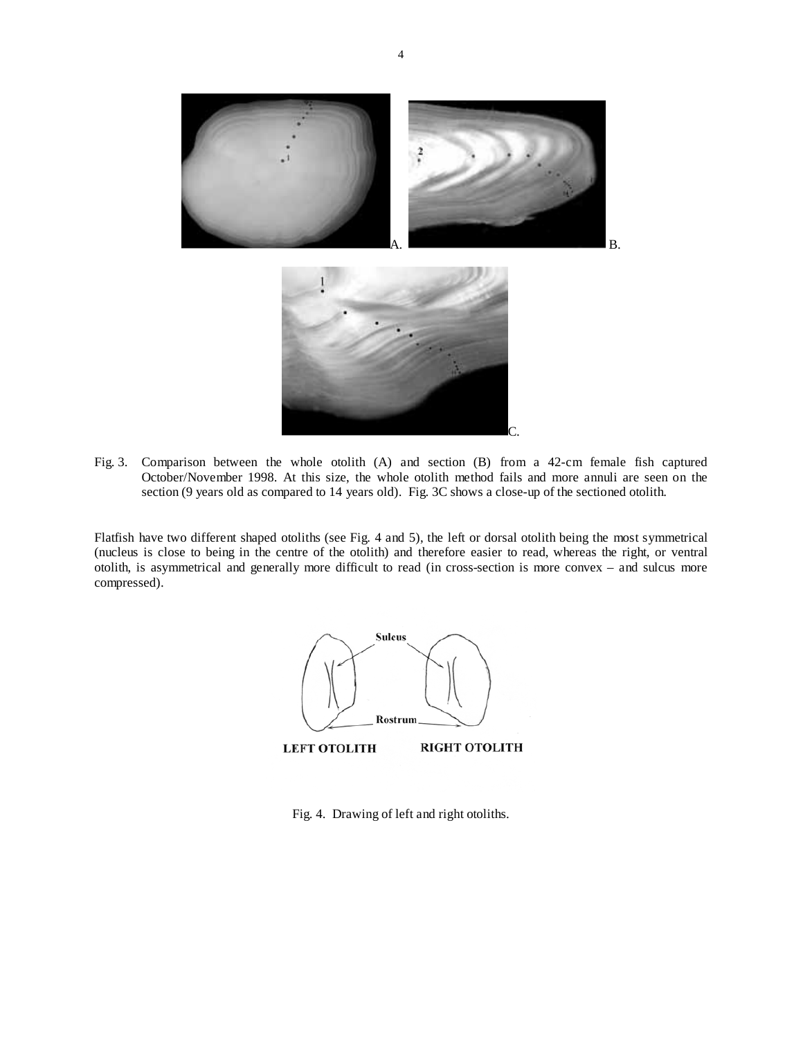Fig. 3. Comparison between the whole otolith (A) and section (B) from a 42-cm female fish captured October/November 1998. At this size, the whole otolith method fails and more annuli are seen on the section (9 years old as compared to 14 years old). Fig. 3C shows a close-up of the sectioned otolith.

Flatfish have two different shaped otoliths (see Fig. 4 and 5), the left or dorsal otolith being the most symmetrical (nucleus is close to being in the centre of the otolith) and therefore easier to read, whereas the right, or ventral otolith, is asymmetrical and generally more difficult to read (in cross-section is more convex – and sulcus more compressed).

Fig. 4. Drawing of left and right otoliths.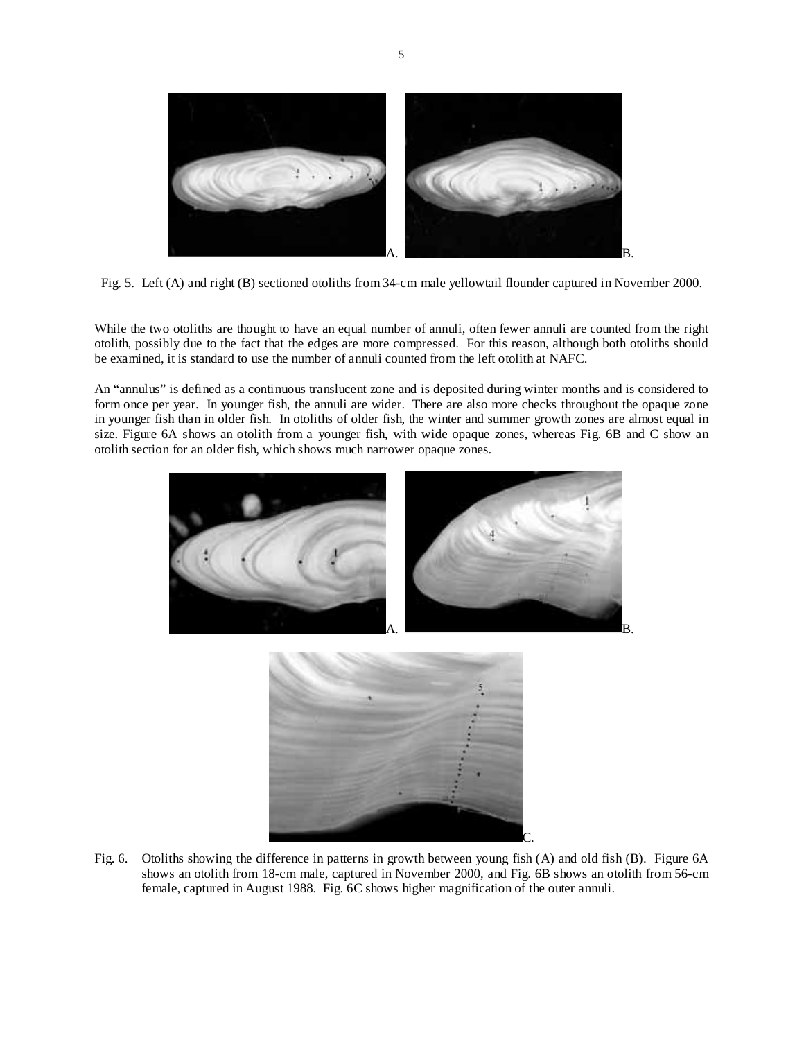Fig. 5. Left (A) and right (B) sectioned otoliths from 34-cm male yellowtail flounder captured in November 2000.

While the two otoliths are thought to have an equal number of annuli, often fewer annuli are counted from the right otolith, possibly due to the fact that the edges are more compressed. For this reason, although both otoliths should be examined, it is standard to use the number of annuli counted from the left otolith at NAFC.

An "annulus" is defined as a continuous translucent zone and is deposited during winter months and is considered to form once per year. In younger fish, the annuli are wider. There are also more checks throughout the opaque zone in younger fish than in older fish. In otoliths of older fish, the winter and summer growth zones are almost equal in size. Figure 6A shows an otolith from a younger fish, with wide opaque zones, whereas Fig. 6B and C show an otolith section for an older fish, which shows much narrower opaque zones.

Fig. 6. Otoliths showing the difference in patterns in growth between young fish (A) and old fish (B). Figure 6A shows an otolith from 18-cm male, captured in November 2000, and Fig. 6B shows an otolith from 56-cm female, captured in August 1988. Fig. 6C shows higher magnification of the outer annuli.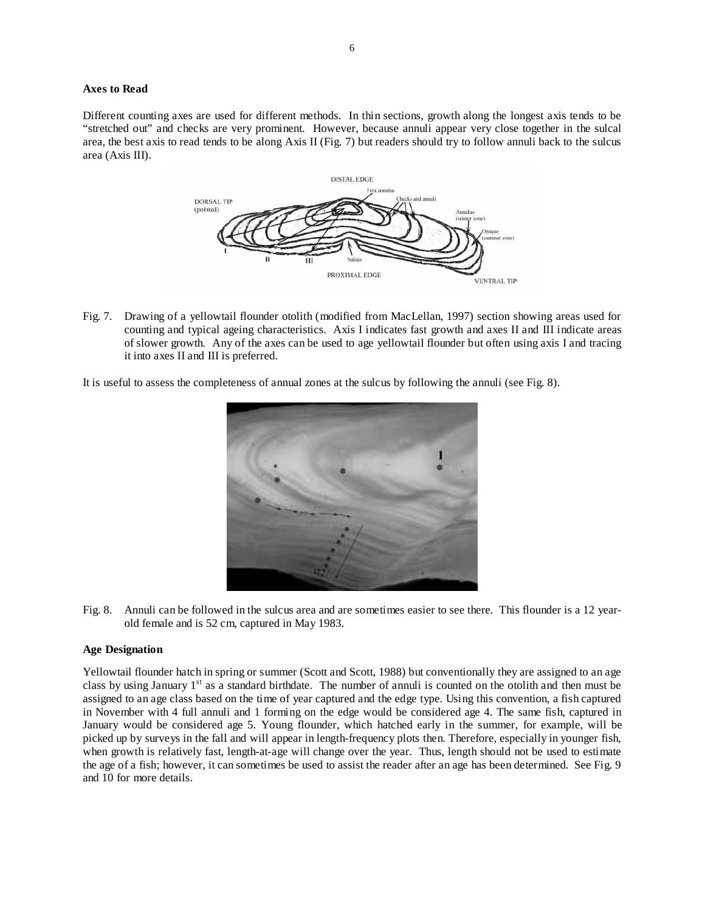**Axes to Read**

Different counting axes are used for different methods. In thin sections, growth along the longest axis tends to be "stretched out" and checks are very prominent. However, because annuli appear very close together in the sulcal area, the best axis to read tends to be along Axis II (Fig. 7) but readers should try to follow annuli back to the sulcus area (Axis III).

Fig. 7. Drawing of a yellowtail flounder otolith (modified from MacLellan, 1997) section showing areas used for counting and typical ageing characteristics. Axis I indicates fast growth and axes II and III indicate areas of slower growth. Any of the axes can be used to age yellowtail flounder but often using axis I and tracing it into axes II and III is preferred.

It is useful to assess the completeness of annual zones at the sulcus by following the annuli (see Fig. 8).

Fig. 8. Annuli can be followed in the sulcus area and are sometimes easier to see there. This flounder is a 12 year-old female and is 52 cm, captured in May 1983.

**Age Designation**

Yellowtail flounder hatch in spring or summer (Scott and Scott, 1988) but conventionally they are assigned to an age class by using January 1st as a standard birthdate. The number of annuli is counted on the otolith and then must be assigned to an age class based on the time of year captured and the edge type. Using this convention, a fish captured in November with 4 full annuli and 1 forming on the edge would be considered age 4. The same fish, captured in January would be considered age 5. Young flounder, which hatched early in the summer, for example, will be picked up by surveys in the fall and will appear in length-frequency plots then. Therefore, especially in younger fish, when growth is relatively fast, length-at-age will change over the year. Thus, length should not be used to estimate the age of a fish; however, it can sometimes be used to assist the reader after an age has been determined. See Fig. 9 and 10 for more details.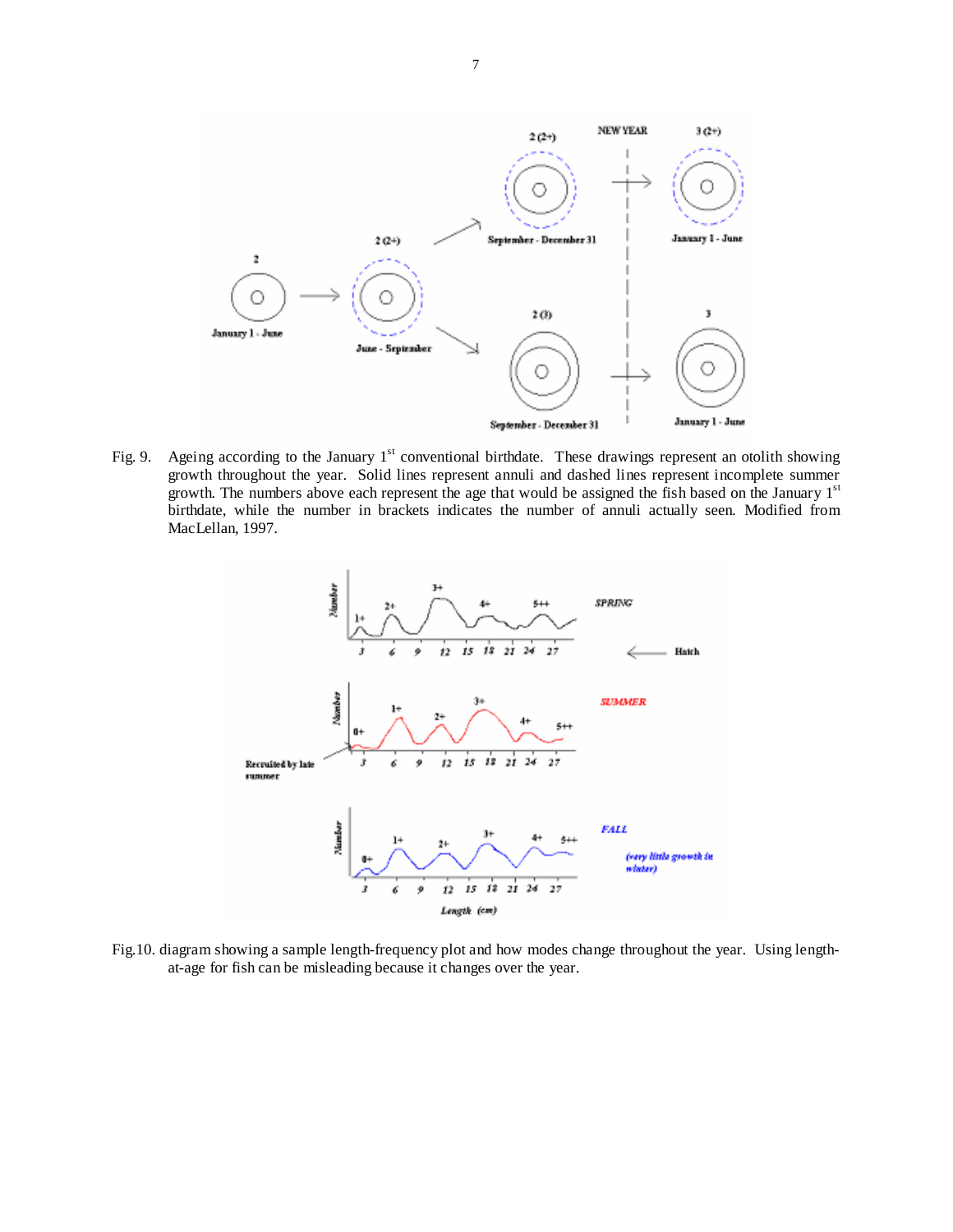Fig. 9. Ageing according to the January 1st conventional birthdate. These drawings represent an otolith showing growth throughout the year. Solid lines represent annuli and dashed lines represent incomplete summer growth. The numbers above each represent the age that would be assigned the fish based on the January 1st birthdate, while the number in brackets indicates the number of annuli actually seen. Modified from MacLellan, 1997.

Fig.10. diagram showing a sample length-frequency plot and how modes change throughout the year. Using length-at-age for fish can be misleading because it changes over the year.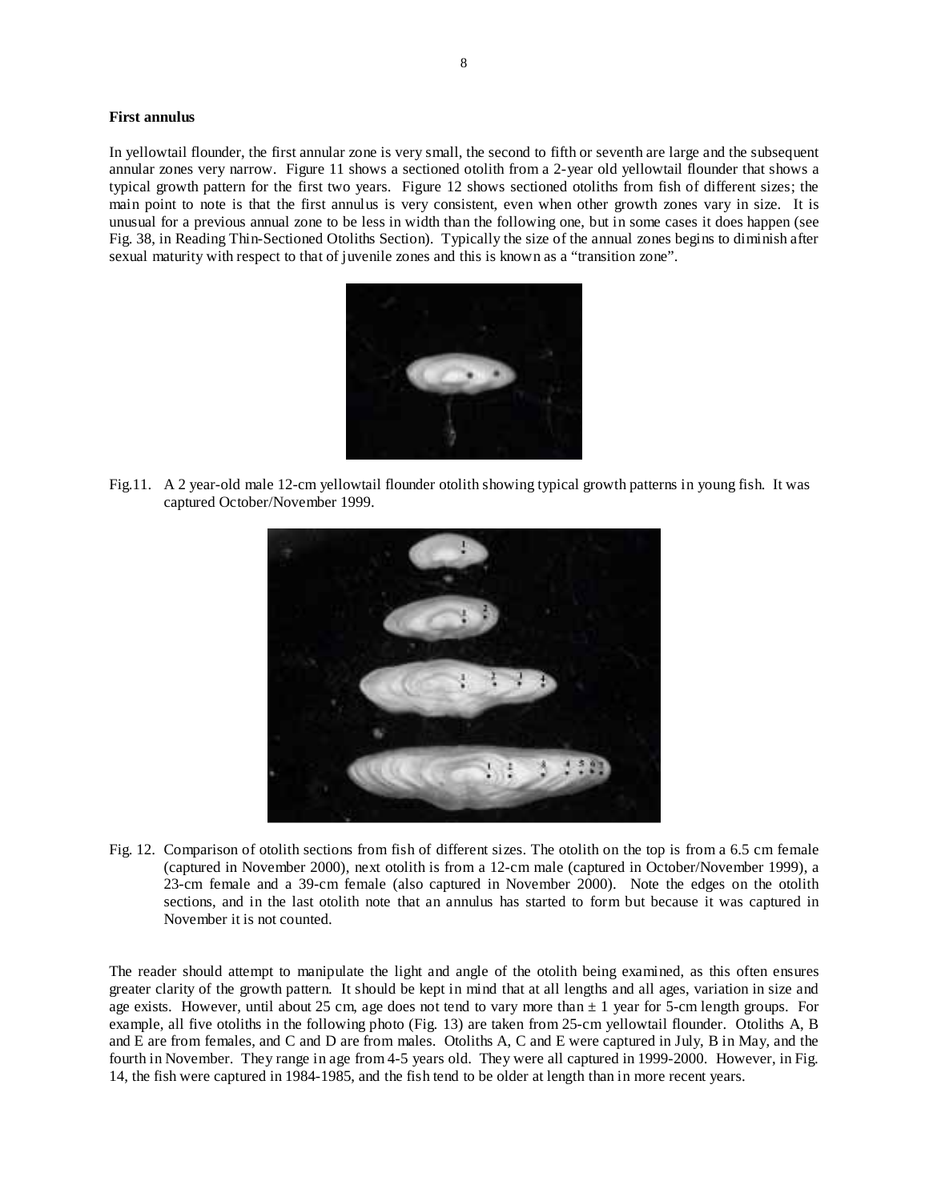**First annulus**

In yellowtail flounder, the first annular zone is very small, the second to fifth or seventh are large and the subsequent annular zones very narrow. Figure 11 shows a sectioned otolith from a 2-year old yellowtail flounder that shows a typical growth pattern for the first two years. Figure 12 shows sectioned otoliths from fish of different sizes; the main point to note is that the first annulus is very consistent, even when other growth zones vary in size. It is unusual for a previous annual zone to be less in width than the following one, but in some cases it does happen (see Fig. 38, in Reading Thin-Sectioned Otoliths Section). Typically the size of the annual zones begins to diminish after sexual maturity with respect to that of juvenile zones and this is known as a "transition zone".

Fig.11. A 2 year-old male 12-cm yellowtail flounder otolith showing typical growth patterns in young fish. It was captured October/November 1999.

Fig. 12. Comparison of otolith sections from fish of different sizes. The otolith on the top is from a 6.5 cm female (captured in November 2000), next otolith is from a 12-cm male (captured in October/November 1999), a 23-cm female and a 39-cm female (also captured in November 2000). Note the edges on the otolith sections, and in the last otolith note that an annulus has started to form but because it was captured in November it is not counted.

The reader should attempt to manipulate the light and angle of the otolith being examined, as this often ensures greater clarity of the growth pattern. It should be kept in mind that at all lengths and all ages, variation in size and age exists. However, until about 25 cm, age does not tend to vary more than ± 1 year for 5-cm length groups. For example, all five otoliths in the following photo (Fig. 13) are taken from 25-cm yellowtail flounder. Otoliths A, B and E are from females, and C and D are from males. Otoliths A, C and E were captured in July, B in May, and the fourth in November. They range in age from 4-5 years old. They were all captured in 1999-2000. However, in Fig. 14, the fish were captured in 1984-1985, and the fish tend to be older at length than in more recent years.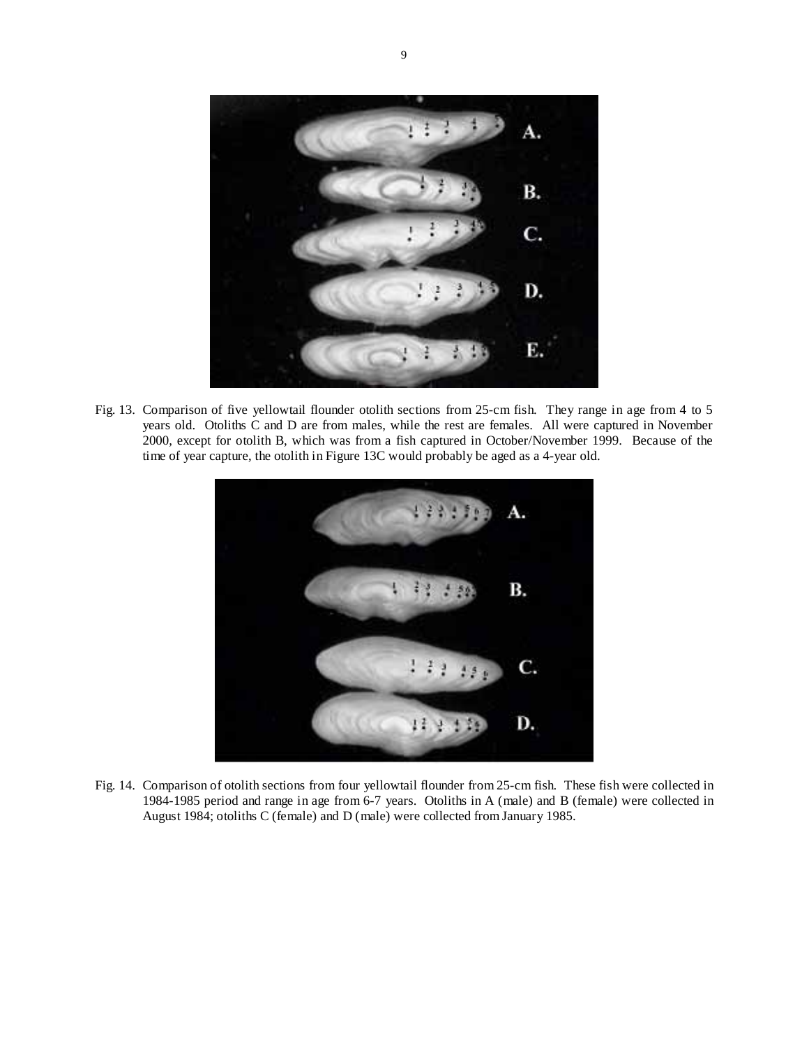Fig. 13. Comparison of five yellowtail flounder otolith sections from 25-cm fish. They range in age from 4 to 5 years old. Otoliths C and D are from males, while the rest are females. All were captured in November 2000, except for otolith B, which was from a fish captured in October/November 1999. Because of the time of year capture, the otolith in Figure 13C would probably be aged as a 4-year old.

Fig. 14. Comparison of otolith sections from four yellowtail flounder from 25-cm fish. These fish were collected in 1984-1985 period and range in age from 6-7 years. Otoliths in A (male) and B (female) were collected in August 1984; otoliths C (female) and D (male) were collected from January 1985.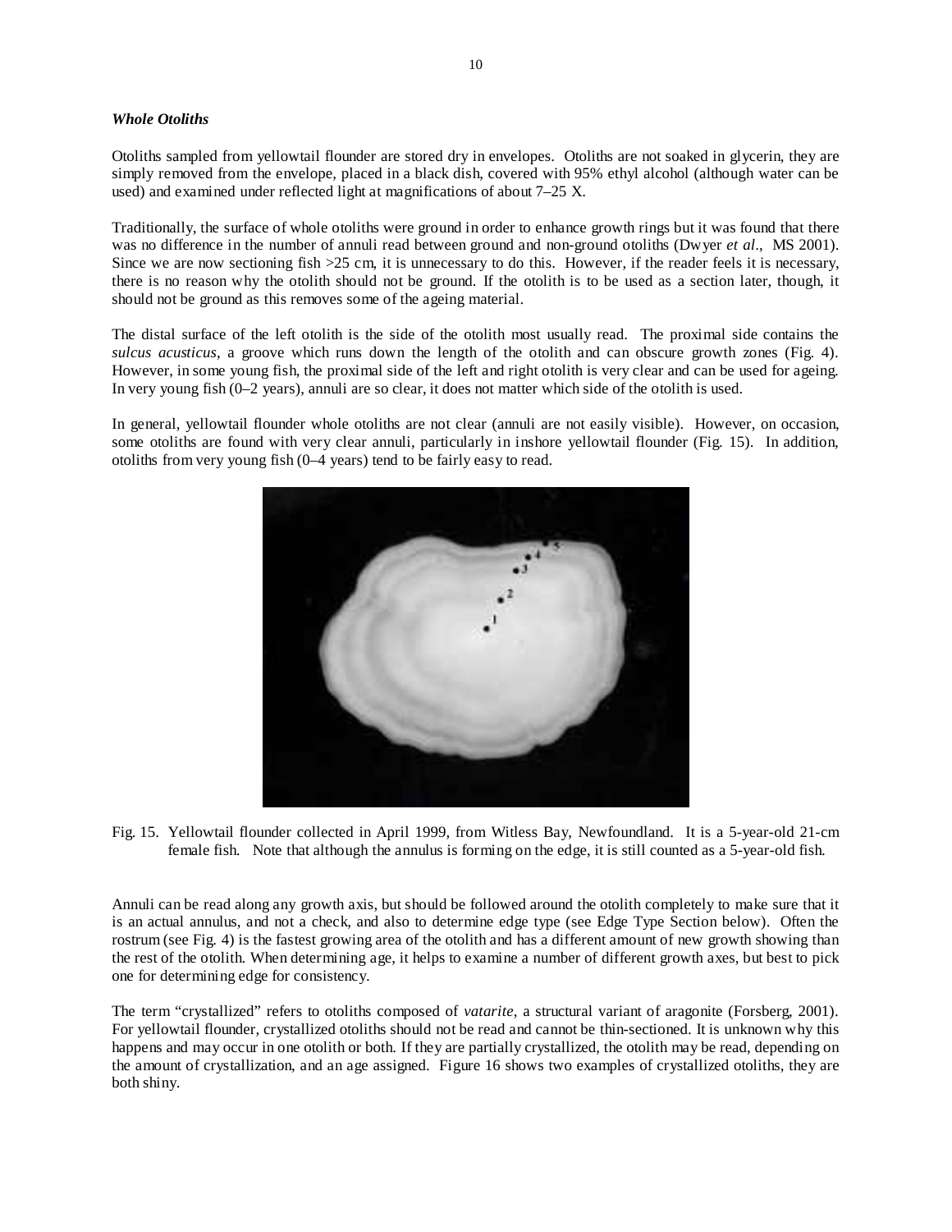### *Whole Otoliths*

Otoliths sampled from yellowtail flounder are stored dry in envelopes. Otoliths are not soaked in glycerin, they are simply removed from the envelope, placed in a black dish, covered with 95% ethyl alcohol (although water can be used) and examined under reflected light at magnifications of about 7–25 X.

Traditionally, the surface of whole otoliths were ground in order to enhance growth rings but it was found that there was no difference in the number of annuli read between ground and non-ground otoliths (Dwyer *et al*., MS 2001). Since we are now sectioning fish >25 cm, it is unnecessary to do this. However, if the reader feels it is necessary, there is no reason why the otolith should not be ground. If the otolith is to be used as a section later, though, it should not be ground as this removes some of the ageing material.

The distal surface of the left otolith is the side of the otolith most usually read. The proximal side contains the *sulcus acusticus*, a groove which runs down the length of the otolith and can obscure growth zones (Fig. 4). However, in some young fish, the proximal side of the left and right otolith is very clear and can be used for ageing. In very young fish (0–2 years), annuli are so clear, it does not matter which side of the otolith is used.

In general, yellowtail flounder whole otoliths are not clear (annuli are not easily visible). However, on occasion, some otoliths are found with very clear annuli, particularly in inshore yellowtail flounder (Fig. 15). In addition, otoliths from very young fish (0–4 years) tend to be fairly easy to read.

Fig. 15. Yellowtail flounder collected in April 1999, from Witless Bay, Newfoundland. It is a 5-year-old 21-cm female fish. Note that although the annulus is forming on the edge, it is still counted as a 5-year-old fish.

Annuli can be read along any growth axis, but should be followed around the otolith completely to make sure that it is an actual annulus, and not a check, and also to determine edge type (see Edge Type Section below). Often the rostrum (see Fig. 4) is the fastest growing area of the otolith and has a different amount of new growth showing than the rest of the otolith. When determining age, it helps to examine a number of different growth axes, but best to pick one for determining edge for consistency.

The term "crystallized" refers to otoliths composed of *vatarite*, a structural variant of aragonite (Forsberg, 2001). For yellowtail flounder, crystallized otoliths should not be read and cannot be thin-sectioned. It is unknown why this happens and may occur in one otolith or both. If they are partially crystallized, the otolith may be read, depending on the amount of crystallization, and an age assigned. Figure 16 shows two examples of crystallized otoliths, they are both shiny.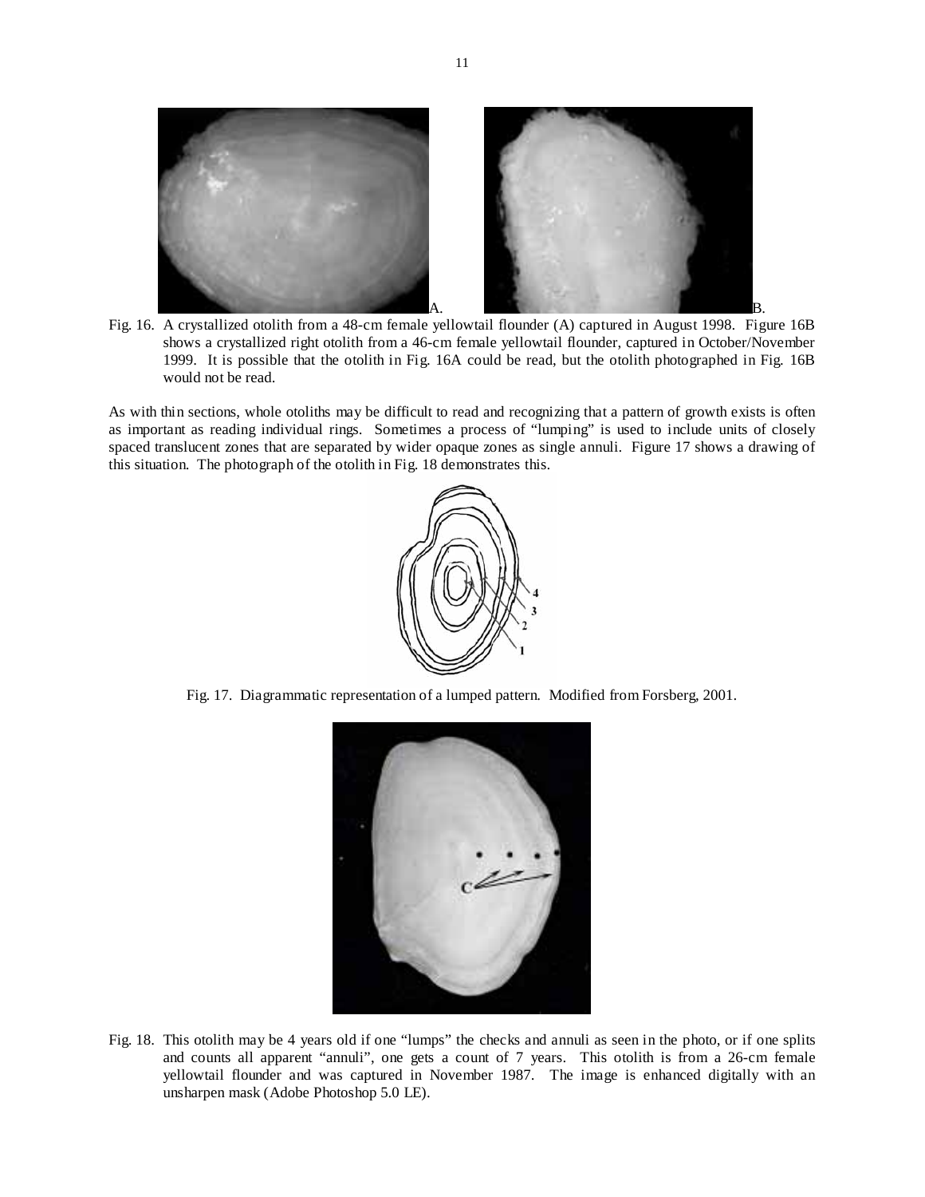Fig. 16. A crystallized otolith from a 48-cm female yellowtail flounder (A) captured in August 1998. Figure 16B shows a crystallized right otolith from a 46-cm female yellowtail flounder, captured in October/November 1999. It is possible that the otolith in Fig. 16A could be read, but the otolith photographed in Fig. 16B would not be read.

As with thin sections, whole otoliths may be difficult to read and recognizing that a pattern of growth exists is often as important as reading individual rings. Sometimes a process of "lumping" is used to include units of closely spaced translucent zones that are separated by wider opaque zones as single annuli. Figure 17 shows a drawing of this situation. The photograph of the otolith in Fig. 18 demonstrates this.

Fig. 17. Diagrammatic representation of a lumped pattern. Modified from Forsberg, 2001.

Fig. 18. This otolith may be 4 years old if one "lumps" the checks and annuli as seen in the photo, or if one splits and counts all apparent "annuli", one gets a count of 7 years. This otolith is from a 26-cm female yellowtail flounder and was captured in November 1987. The image is enhanced digitally with an unsharpen mask (Adobe Photoshop 5.0 LE).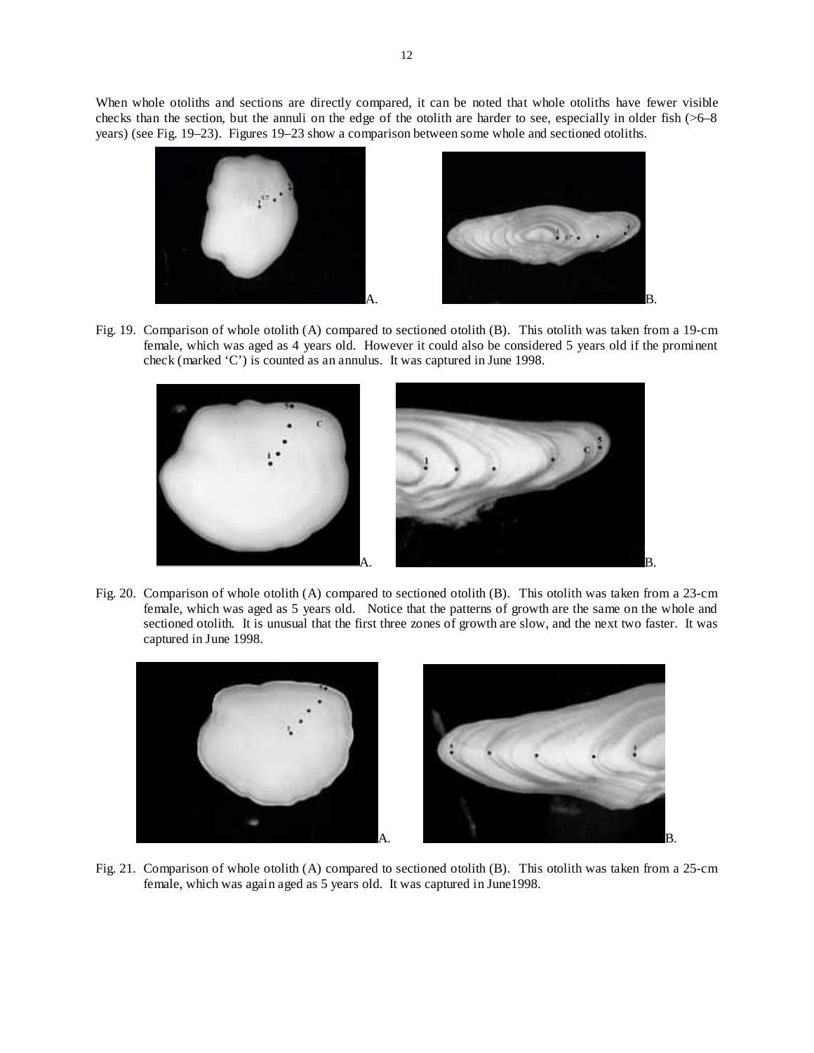When whole otoliths and sections are directly compared, it can be noted that whole otoliths have fewer visible checks than the section, but the annuli on the edge of the otolith are harder to see, especially in older fish (>6–8 years) (see Fig. 19–23). Figures 19–23 show a comparison between some whole and sectioned otoliths.

Fig. 19. Comparison of whole otolith (A) compared to sectioned otolith (B). This otolith was taken from a 19-cm female, which was aged as 4 years old. However it could also be considered 5 years old if the prominent check (marked 'C') is counted as an annulus. It was captured in June 1998.

Fig. 20. Comparison of whole otolith (A) compared to sectioned otolith (B). This otolith was taken from a 23-cm female, which was aged as 5 years old. Notice that the patterns of growth are the same on the whole and sectioned otolith. It is unusual that the first three zones of growth are slow, and the next two faster. It was captured in June 1998.

Fig. 21. Comparison of whole otolith (A) compared to sectioned otolith (B). This otolith was taken from a 25-cm female, which was again aged as 5 years old. It was captured in June1998.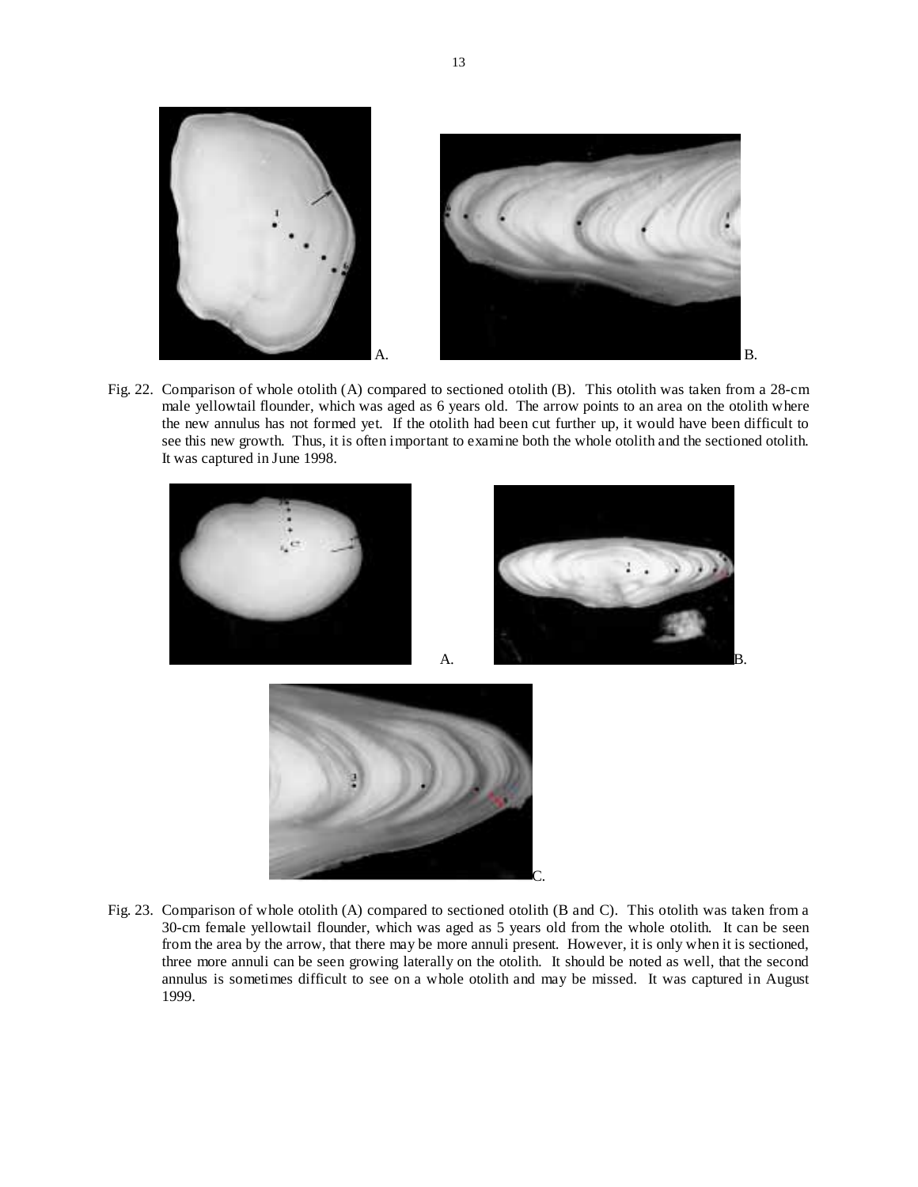Fig. 22. Comparison of whole otolith (A) compared to sectioned otolith (B). This otolith was taken from a 28-cm male yellowtail flounder, which was aged as 6 years old. The arrow points to an area on the otolith where the new annulus has not formed yet. If the otolith had been cut further up, it would have been difficult to see this new growth. Thus, it is often important to examine both the whole otolith and the sectioned otolith. It was captured in June 1998.

Fig. 23. Comparison of whole otolith (A) compared to sectioned otolith (B and C). This otolith was taken from a 30-cm female yellowtail flounder, which was aged as 5 years old from the whole otolith. It can be seen from the area by the arrow, that there may be more annuli present. However, it is only when it is sectioned, three more annuli can be seen growing laterally on the otolith. It should be noted as well, that the second annulus is sometimes difficult to see on a whole otolith and may be missed. It was captured in August 1999.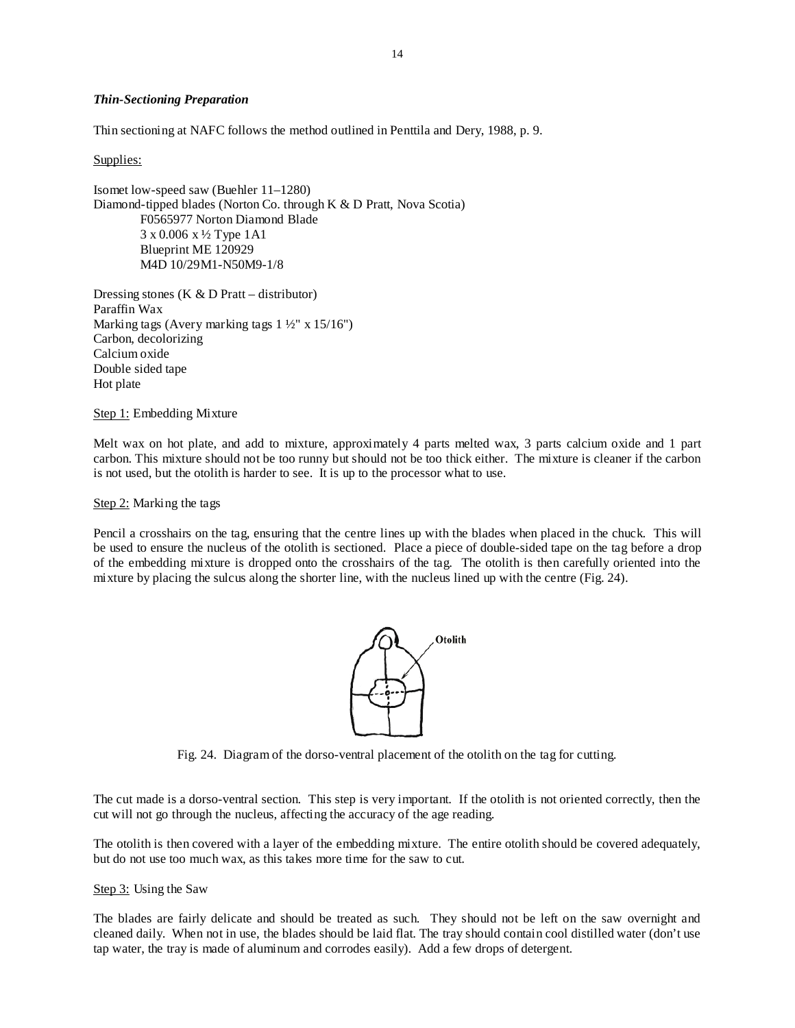*Thin-Sectioning Preparation*

Thin sectioning at NAFC follows the method outlined in Penttila and Dery, 1988, p. 9.

Supplies:

Isomet low-speed saw (Buehler 11–1280)
Diamond-tipped blades (Norton Co. through K & D Pratt, Nova Scotia)
F0565977 Norton Diamond Blade
3 x 0.006 x ½ Type 1A1
Blueprint ME 120929
M4D 10/29M1-N50M9-1/8

Dressing stones (K & D Pratt – distributor)
Paraffin Wax
Marking tags (Avery marking tags 1 ½" x 15/16")
Carbon, decolorizing
Calcium oxide
Double sided tape
Hot plate

Step 1: Embedding Mixture

Melt wax on hot plate, and add to mixture, approximately 4 parts melted wax, 3 parts calcium oxide and 1 part carbon. This mixture should not be too runny but should not be too thick either. The mixture is cleaner if the carbon is not used, but the otolith is harder to see. It is up to the processor what to use.

Step 2: Marking the tags

Pencil a crosshairs on the tag, ensuring that the centre lines up with the blades when placed in the chuck. This will be used to ensure the nucleus of the otolith is sectioned. Place a piece of double-sided tape on the tag before a drop of the embedding mixture is dropped onto the crosshairs of the tag. The otolith is then carefully oriented into the mixture by placing the sulcus along the shorter line, with the nucleus lined up with the centre (Fig. 24).

Fig. 24. Diagram of the dorso-ventral placement of the otolith on the tag for cutting.

The cut made is a dorso-ventral section. This step is very important. If the otolith is not oriented correctly, then the cut will not go through the nucleus, affecting the accuracy of the age reading.

The otolith is then covered with a layer of the embedding mixture. The entire otolith should be covered adequately, but do not use too much wax, as this takes more time for the saw to cut.

Step 3: Using the Saw

The blades are fairly delicate and should be treated as such. They should not be left on the saw overnight and cleaned daily. When not in use, the blades should be laid flat. The tray should contain cool distilled water (don't use tap water, the tray is made of aluminum and corrodes easily). Add a few drops of detergent.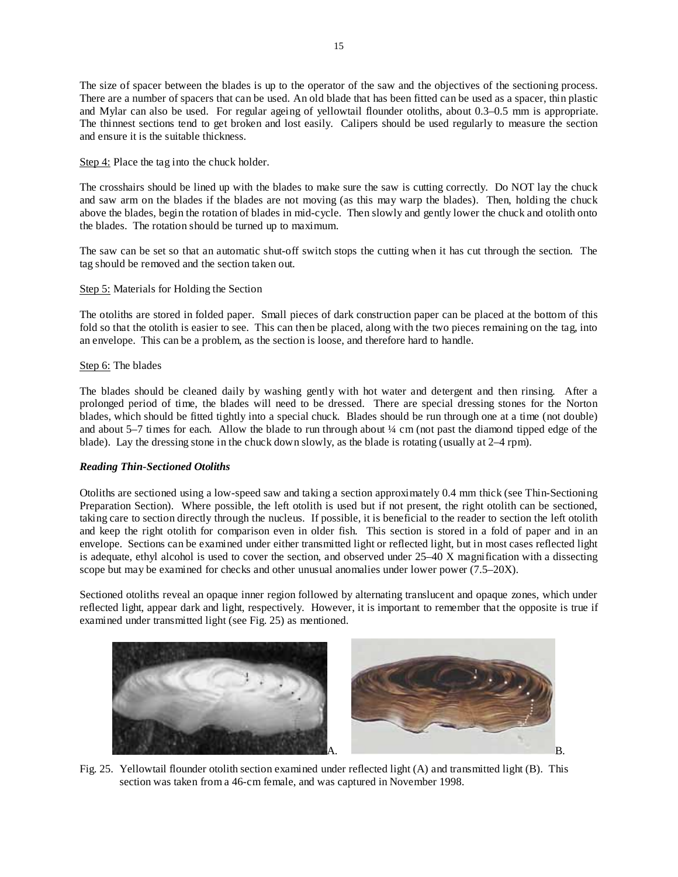The size of spacer between the blades is up to the operator of the saw and the objectives of the sectioning process. There are a number of spacers that can be used. An old blade that has been fitted can be used as a spacer, thin plastic and Mylar can also be used. For regular ageing of yellowtail flounder otoliths, about 0.3–0.5 mm is appropriate. The thinnest sections tend to get broken and lost easily. Calipers should be used regularly to measure the section and ensure it is the suitable thickness.

Step 4: Place the tag into the chuck holder.

The crosshairs should be lined up with the blades to make sure the saw is cutting correctly. Do NOT lay the chuck and saw arm on the blades if the blades are not moving (as this may warp the blades). Then, holding the chuck above the blades, begin the rotation of blades in mid-cycle. Then slowly and gently lower the chuck and otolith onto the blades. The rotation should be turned up to maximum.

The saw can be set so that an automatic shut-off switch stops the cutting when it has cut through the section. The tag should be removed and the section taken out.

Step 5: Materials for Holding the Section

The otoliths are stored in folded paper. Small pieces of dark construction paper can be placed at the bottom of this fold so that the otolith is easier to see. This can then be placed, along with the two pieces remaining on the tag, into an envelope. This can be a problem, as the section is loose, and therefore hard to handle.

Step 6: The blades

The blades should be cleaned daily by washing gently with hot water and detergent and then rinsing. After a prolonged period of time, the blades will need to be dressed. There are special dressing stones for the Norton blades, which should be fitted tightly into a special chuck. Blades should be run through one at a time (not double) and about 5–7 times for each. Allow the blade to run through about ¼ cm (not past the diamond tipped edge of the blade). Lay the dressing stone in the chuck down slowly, as the blade is rotating (usually at 2–4 rpm).

### *Reading Thin-Sectioned Otoliths*

Otoliths are sectioned using a low-speed saw and taking a section approximately 0.4 mm thick (see Thin-Sectioning Preparation Section). Where possible, the left otolith is used but if not present, the right otolith can be sectioned, taking care to section directly through the nucleus. If possible, it is beneficial to the reader to section the left otolith and keep the right otolith for comparison even in older fish. This section is stored in a fold of paper and in an envelope. Sections can be examined under either transmitted light or reflected light, but in most cases reflected light is adequate, ethyl alcohol is used to cover the section, and observed under 25–40 X magnification with a dissecting scope but may be examined for checks and other unusual anomalies under lower power (7.5–20X).

Sectioned otoliths reveal an opaque inner region followed by alternating translucent and opaque zones, which under reflected light, appear dark and light, respectively. However, it is important to remember that the opposite is true if examined under transmitted light (see Fig. 25) as mentioned.

A. B.

Fig. 25. Yellowtail flounder otolith section examined under reflected light (A) and transmitted light (B). This section was taken from a 46-cm female, and was captured in November 1998.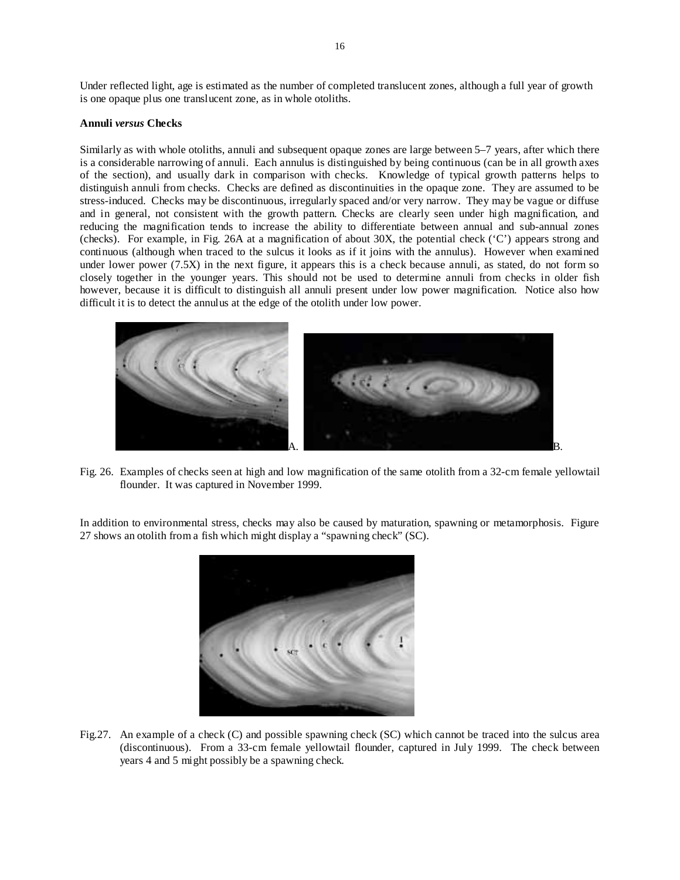Under reflected light, age is estimated as the number of completed translucent zones, although a full year of growth is one opaque plus one translucent zone, as in whole otoliths.

**Annuli *versus* Checks**

Similarly as with whole otoliths, annuli and subsequent opaque zones are large between 5–7 years, after which there is a considerable narrowing of annuli. Each annulus is distinguished by being continuous (can be in all growth axes of the section), and usually dark in comparison with checks. Knowledge of typical growth patterns helps to distinguish annuli from checks. Checks are defined as discontinuities in the opaque zone. They are assumed to be stress-induced. Checks may be discontinuous, irregularly spaced and/or very narrow. They may be vague or diffuse and in general, not consistent with the growth pattern. Checks are clearly seen under high magnification, and reducing the magnification tends to increase the ability to differentiate between annual and sub-annual zones (checks). For example, in Fig. 26A at a magnification of about 30X, the potential check ('C') appears strong and continuous (although when traced to the sulcus it looks as if it joins with the annulus). However when examined under lower power (7.5X) in the next figure, it appears this is a check because annuli, as stated, do not form so closely together in the younger years. This should not be used to determine annuli from checks in older fish however, because it is difficult to distinguish all annuli present under low power magnification. Notice also how difficult it is to detect the annulus at the edge of the otolith under low power.

A. B.

Fig. 26. Examples of checks seen at high and low magnification of the same otolith from a 32-cm female yellowtail flounder. It was captured in November 1999.

In addition to environmental stress, checks may also be caused by maturation, spawning or metamorphosis. Figure 27 shows an otolith from a fish which might display a "spawning check" (SC).

Fig.27. An example of a check (C) and possible spawning check (SC) which cannot be traced into the sulcus area (discontinuous). From a 33-cm female yellowtail flounder, captured in July 1999. The check between years 4 and 5 might possibly be a spawning check.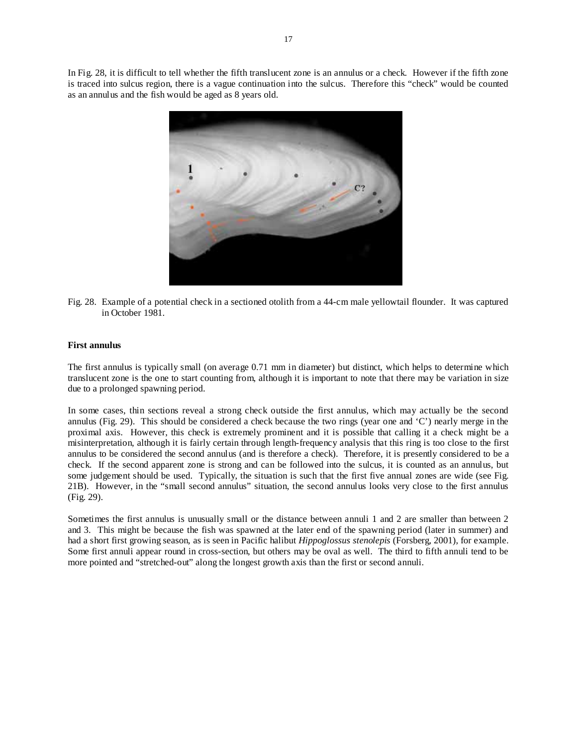In Fig. 28, it is difficult to tell whether the fifth translucent zone is an annulus or a check. However if the fifth zone is traced into sulcus region, there is a vague continuation into the sulcus. Therefore this "check" would be counted as an annulus and the fish would be aged as 8 years old.

Fig. 28. Example of a potential check in a sectioned otolith from a 44-cm male yellowtail flounder. It was captured in October 1981.

**First annulus**

The first annulus is typically small (on average 0.71 mm in diameter) but distinct, which helps to determine which translucent zone is the one to start counting from, although it is important to note that there may be variation in size due to a prolonged spawning period.

In some cases, thin sections reveal a strong check outside the first annulus, which may actually be the second annulus (Fig. 29). This should be considered a check because the two rings (year one and 'C') nearly merge in the proximal axis. However, this check is extremely prominent and it is possible that calling it a check might be a misinterpretation, although it is fairly certain through length-frequency analysis that this ring is too close to the first annulus to be considered the second annulus (and is therefore a check). Therefore, it is presently considered to be a check. If the second apparent zone is strong and can be followed into the sulcus, it is counted as an annulus, but some judgement should be used. Typically, the situation is such that the first five annual zones are wide (see Fig. 21B). However, in the "small second annulus" situation, the second annulus looks very close to the first annulus (Fig. 29).

Sometimes the first annulus is unusually small or the distance between annuli 1 and 2 are smaller than between 2 and 3. This might be because the fish was spawned at the later end of the spawning period (later in summer) and had a short first growing season, as is seen in Pacific halibut *Hippoglossus stenolepis* (Forsberg, 2001), for example. Some first annuli appear round in cross-section, but others may be oval as well. The third to fifth annuli tend to be more pointed and "stretched-out" along the longest growth axis than the first or second annuli.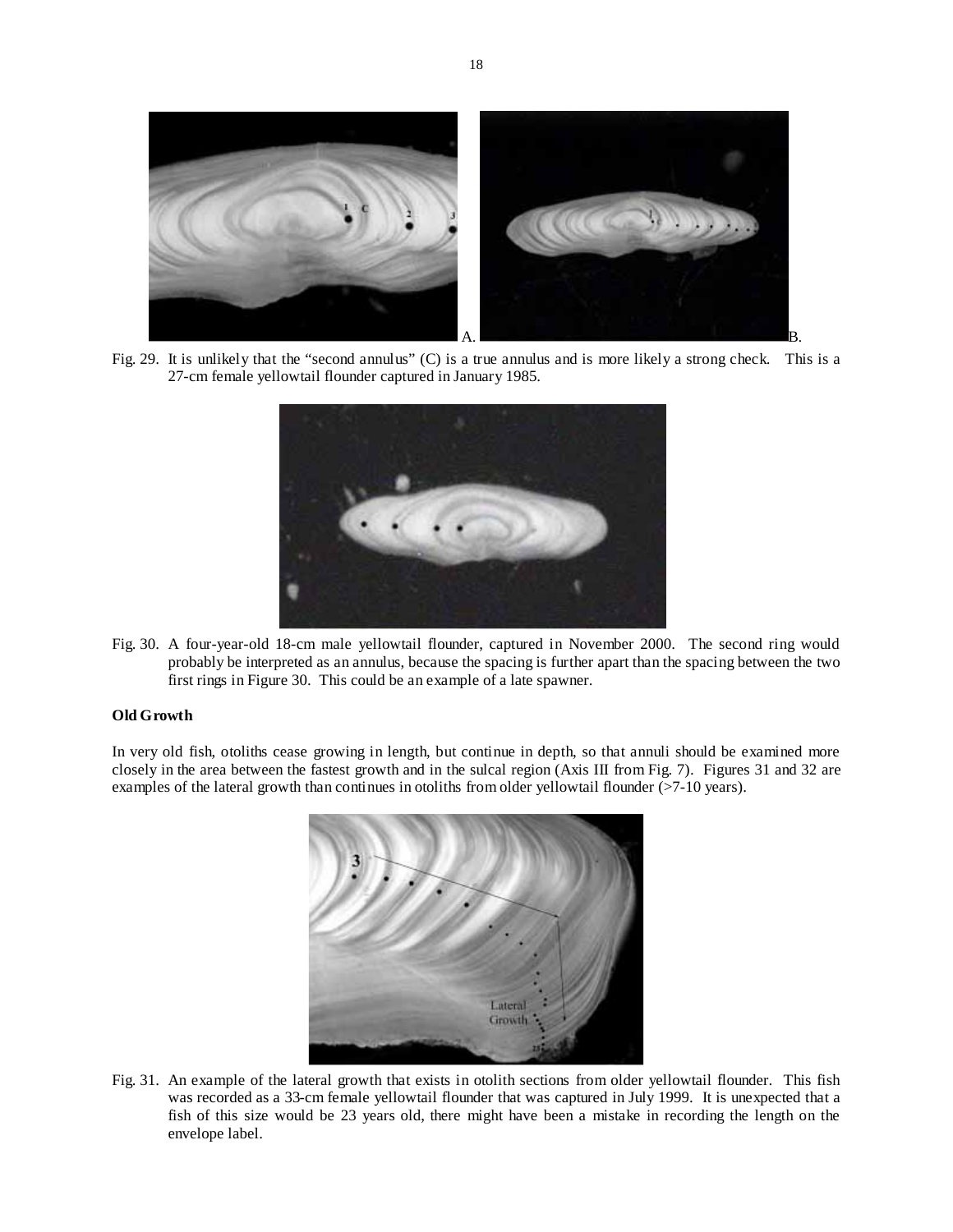Fig. 29. It is unlikely that the "second annulus" (C) is a true annulus and is more likely a strong check. This is a 27-cm female yellowtail flounder captured in January 1985.

Fig. 30. A four-year-old 18-cm male yellowtail flounder, captured in November 2000. The second ring would probably be interpreted as an annulus, because the spacing is further apart than the spacing between the two first rings in Figure 30. This could be an example of a late spawner.

**Old Growth**

In very old fish, otoliths cease growing in length, but continue in depth, so that annuli should be examined more closely in the area between the fastest growth and in the sulcal region (Axis III from Fig. 7). Figures 31 and 32 are examples of the lateral growth than continues in otoliths from older yellowtail flounder (>7-10 years).

Fig. 31. An example of the lateral growth that exists in otolith sections from older yellowtail flounder. This fish was recorded as a 33-cm female yellowtail flounder that was captured in July 1999. It is unexpected that a fish of this size would be 23 years old, there might have been a mistake in recording the length on the envelope label.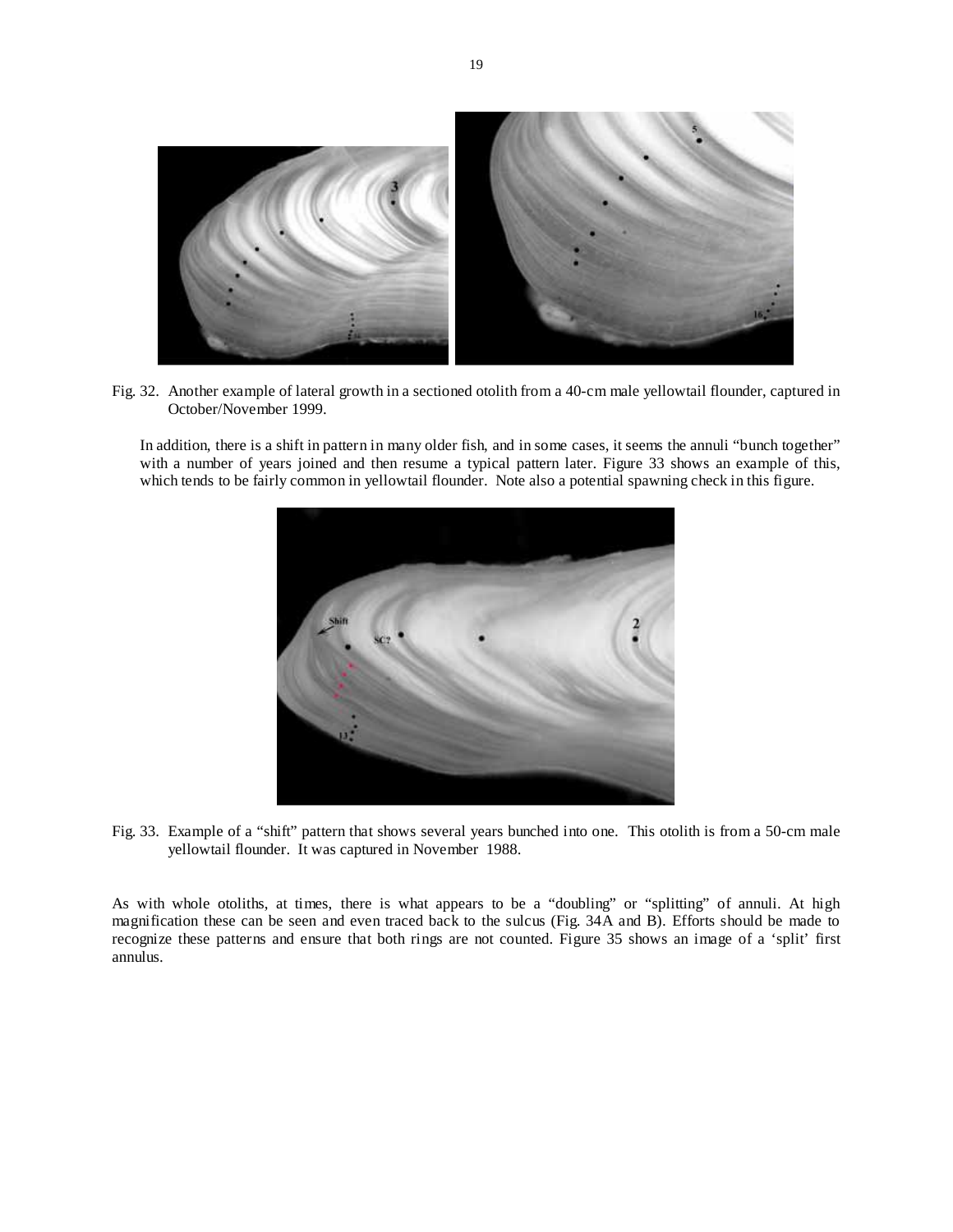Fig. 32. Another example of lateral growth in a sectioned otolith from a 40-cm male yellowtail flounder, captured in October/November 1999.

In addition, there is a shift in pattern in many older fish, and in some cases, it seems the annuli "bunch together" with a number of years joined and then resume a typical pattern later. Figure 33 shows an example of this, which tends to be fairly common in yellowtail flounder. Note also a potential spawning check in this figure.

Fig. 33. Example of a "shift" pattern that shows several years bunched into one. This otolith is from a 50-cm male yellowtail flounder. It was captured in November 1988.

As with whole otoliths, at times, there is what appears to be a "doubling" or "splitting" of annuli. At high magnification these can be seen and even traced back to the sulcus (Fig. 34A and B). Efforts should be made to recognize these patterns and ensure that both rings are not counted. Figure 35 shows an image of a 'split' first annulus.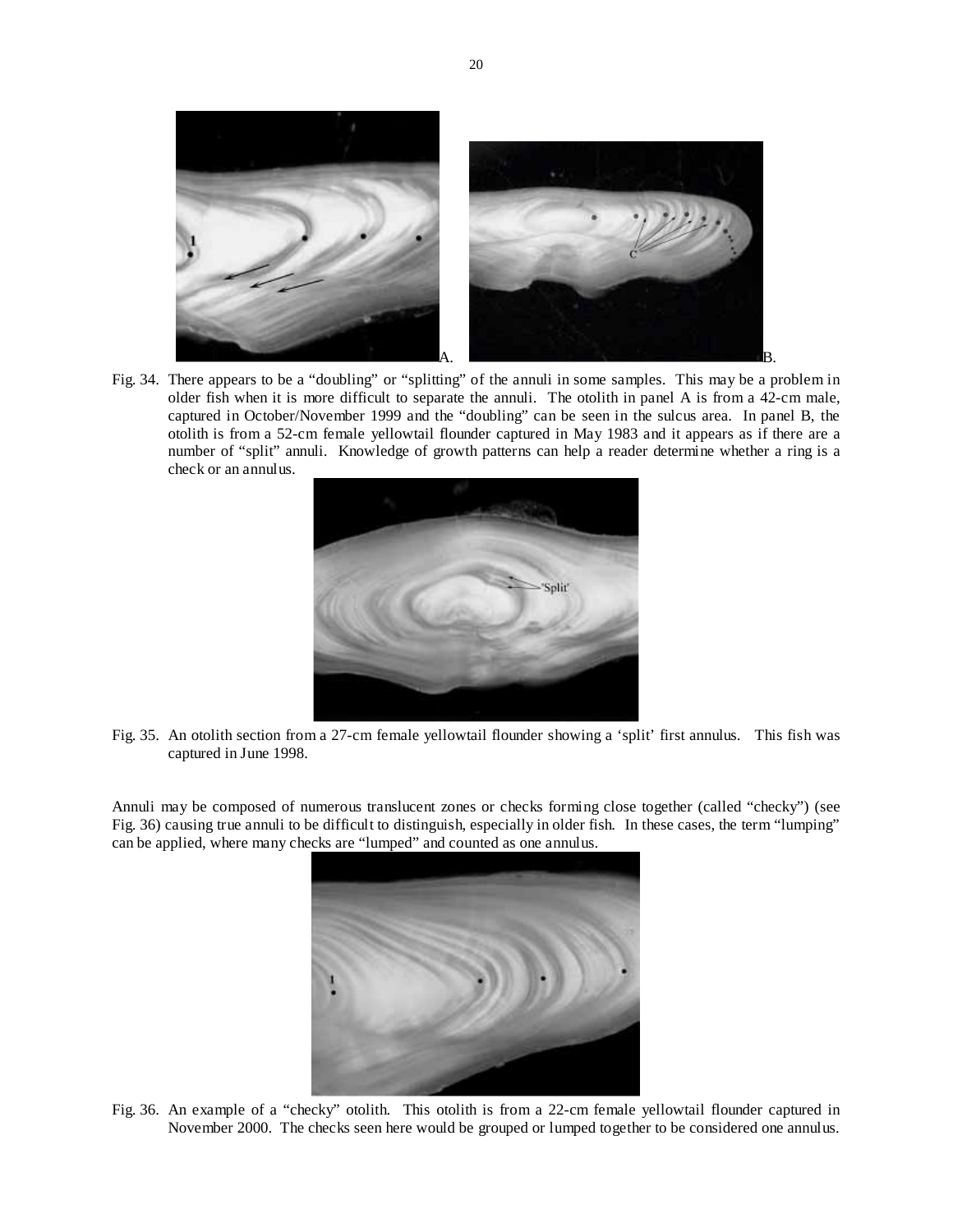Fig. 34. There appears to be a "doubling" or "splitting" of the annuli in some samples. This may be a problem in older fish when it is more difficult to separate the annuli. The otolith in panel A is from a 42-cm male, captured in October/November 1999 and the "doubling" can be seen in the sulcus area. In panel B, the otolith is from a 52-cm female yellowtail flounder captured in May 1983 and it appears as if there are a number of "split" annuli. Knowledge of growth patterns can help a reader determine whether a ring is a check or an annulus.

Fig. 35. An otolith section from a 27-cm female yellowtail flounder showing a 'split' first annulus. This fish was captured in June 1998.

Annuli may be composed of numerous translucent zones or checks forming close together (called "checky") (see Fig. 36) causing true annuli to be difficult to distinguish, especially in older fish. In these cases, the term "lumping" can be applied, where many checks are "lumped" and counted as one annulus.

Fig. 36. An example of a "checky" otolith. This otolith is from a 22-cm female yellowtail flounder captured in November 2000. The checks seen here would be grouped or lumped together to be considered one annulus.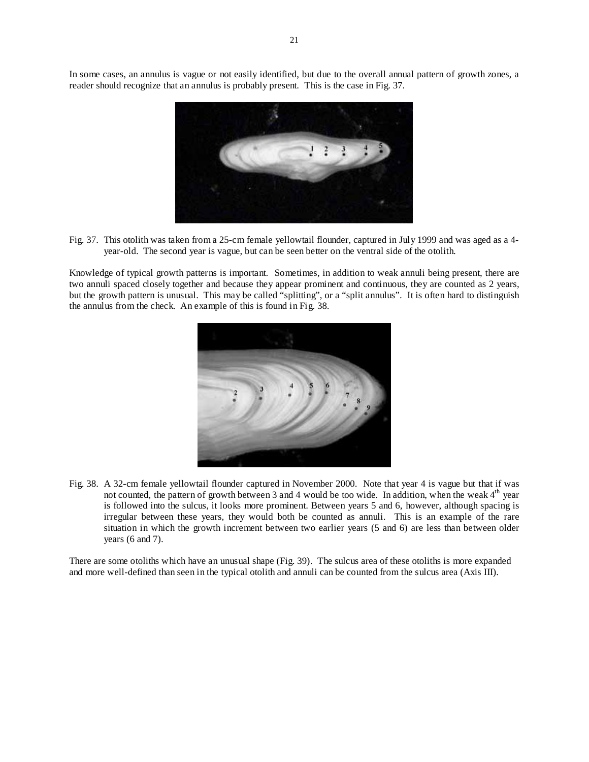In some cases, an annulus is vague or not easily identified, but due to the overall annual pattern of growth zones, a reader should recognize that an annulus is probably present. This is the case in Fig. 37.

Fig. 37. This otolith was taken from a 25-cm female yellowtail flounder, captured in July 1999 and was aged as a 4-year-old. The second year is vague, but can be seen better on the ventral side of the otolith.

Knowledge of typical growth patterns is important. Sometimes, in addition to weak annuli being present, there are two annuli spaced closely together and because they appear prominent and continuous, they are counted as 2 years, but the growth pattern is unusual. This may be called "splitting", or a "split annulus". It is often hard to distinguish the annulus from the check. An example of this is found in Fig. 38.

Fig. 38. A 32-cm female yellowtail flounder captured in November 2000. Note that year 4 is vague but that if was not counted, the pattern of growth between 3 and 4 would be too wide. In addition, when the weak 4th year is followed into the sulcus, it looks more prominent. Between years 5 and 6, however, although spacing is irregular between these years, they would both be counted as annuli. This is an example of the rare situation in which the growth increment between two earlier years (5 and 6) are less than between older years (6 and 7).

There are some otoliths which have an unusual shape (Fig. 39). The sulcus area of these otoliths is more expanded and more well-defined than seen in the typical otolith and annuli can be counted from the sulcus area (Axis III).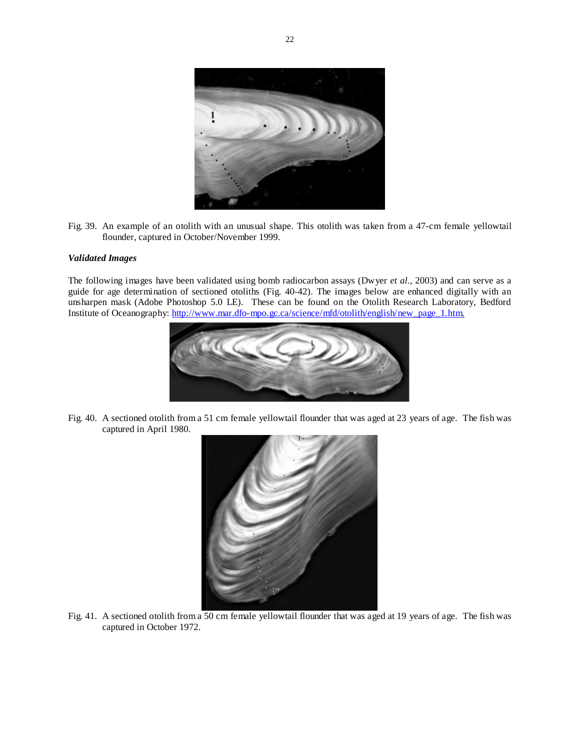Fig. 39. An example of an otolith with an unusual shape. This otolith was taken from a 47-cm female yellowtail flounder, captured in October/November 1999.

***Validated Images***

The following images have been validated using bomb radiocarbon assays (Dwyer *et al.*, 2003) and can serve as a guide for age determination of sectioned otoliths (Fig. 40-42). The images below are enhanced digitally with an unsharpen mask (Adobe Photoshop 5.0 LE). These can be found on the Otolith Research Laboratory, Bedford Institute of Oceanography: [http://www.mar.dfo-mpo.gc.ca/science/mfd/otolith/english/new_page_1.htm.](http://www.mar.dfo-mpo.gc.ca/science/mfd/otolith/english/new_page_1.htm)

Fig. 40. A sectioned otolith from a 51 cm female yellowtail flounder that was aged at 23 years of age. The fish was captured in April 1980.

Fig. 41. A sectioned otolith from a 50 cm female yellowtail flounder that was aged at 19 years of age. The fish was captured in October 1972.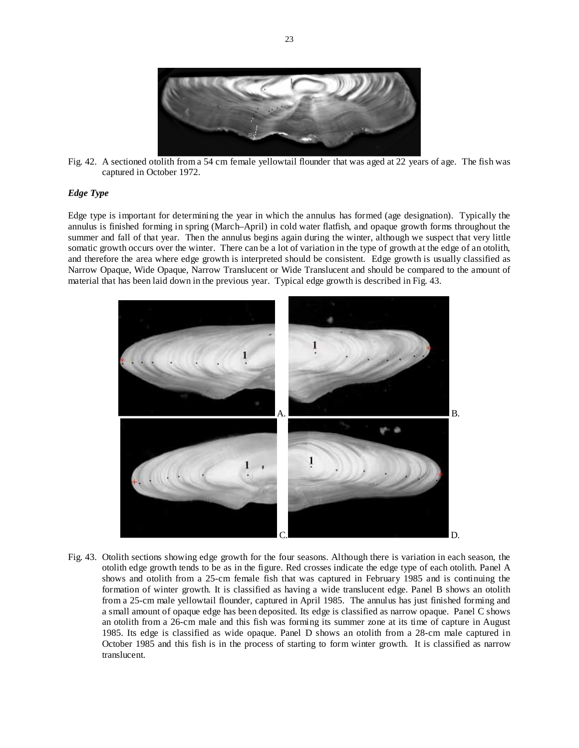Fig. 42. A sectioned otolith from a 54 cm female yellowtail flounder that was aged at 22 years of age. The fish was captured in October 1972.

### *Edge Type*

Edge type is important for determining the year in which the annulus has formed (age designation). Typically the annulus is finished forming in spring (March–April) in cold water flatfish, and opaque growth forms throughout the summer and fall of that year. Then the annulus begins again during the winter, although we suspect that very little somatic growth occurs over the winter. There can be a lot of variation in the type of growth at the edge of an otolith, and therefore the area where edge growth is interpreted should be consistent. Edge growth is usually classified as Narrow Opaque, Wide Opaque, Narrow Translucent or Wide Translucent and should be compared to the amount of material that has been laid down in the previous year. Typical edge growth is described in Fig. 43.

Fig. 43. Otolith sections showing edge growth for the four seasons. Although there is variation in each season, the otolith edge growth tends to be as in the figure. Red crosses indicate the edge type of each otolith. Panel A shows and otolith from a 25-cm female fish that was captured in February 1985 and is continuing the formation of winter growth. It is classified as having a wide translucent edge. Panel B shows an otolith from a 25-cm male yellowtail flounder, captured in April 1985. The annulus has just finished forming and a small amount of opaque edge has been deposited. Its edge is classified as narrow opaque. Panel C shows an otolith from a 26-cm male and this fish was forming its summer zone at its time of capture in August 1985. Its edge is classified as wide opaque. Panel D shows an otolith from a 28-cm male captured in October 1985 and this fish is in the process of starting to form winter growth. It is classified as narrow translucent.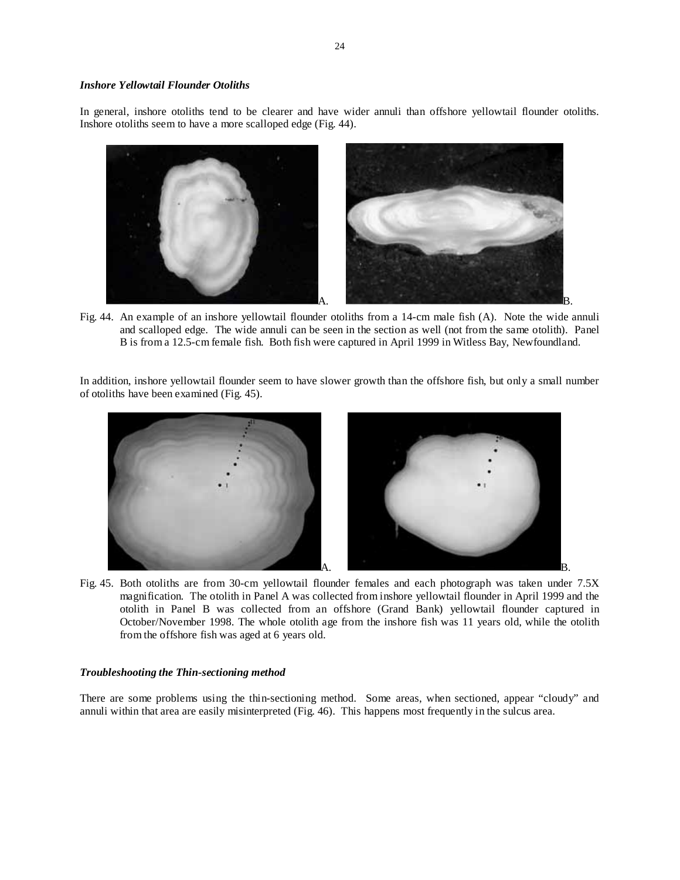### *Inshore Yellowtail Flounder Otoliths*

In general, inshore otoliths tend to be clearer and have wider annuli than offshore yellowtail flounder otoliths. Inshore otoliths seem to have a more scalloped edge (Fig. 44).

Fig. 44. An example of an inshore yellowtail flounder otoliths from a 14-cm male fish (A). Note the wide annuli and scalloped edge. The wide annuli can be seen in the section as well (not from the same otolith). Panel B is from a 12.5-cm female fish. Both fish were captured in April 1999 in Witless Bay, Newfoundland.

In addition, inshore yellowtail flounder seem to have slower growth than the offshore fish, but only a small number of otoliths have been examined (Fig. 45).

Fig. 45. Both otoliths are from 30-cm yellowtail flounder females and each photograph was taken under 7.5X magnification. The otolith in Panel A was collected from inshore yellowtail flounder in April 1999 and the otolith in Panel B was collected from an offshore (Grand Bank) yellowtail flounder captured in October/November 1998. The whole otolith age from the inshore fish was 11 years old, while the otolith from the offshore fish was aged at 6 years old.

### *Troubleshooting the Thin-sectioning method*

There are some problems using the thin-sectioning method. Some areas, when sectioned, appear "cloudy" and annuli within that area are easily misinterpreted (Fig. 46). This happens most frequently in the sulcus area.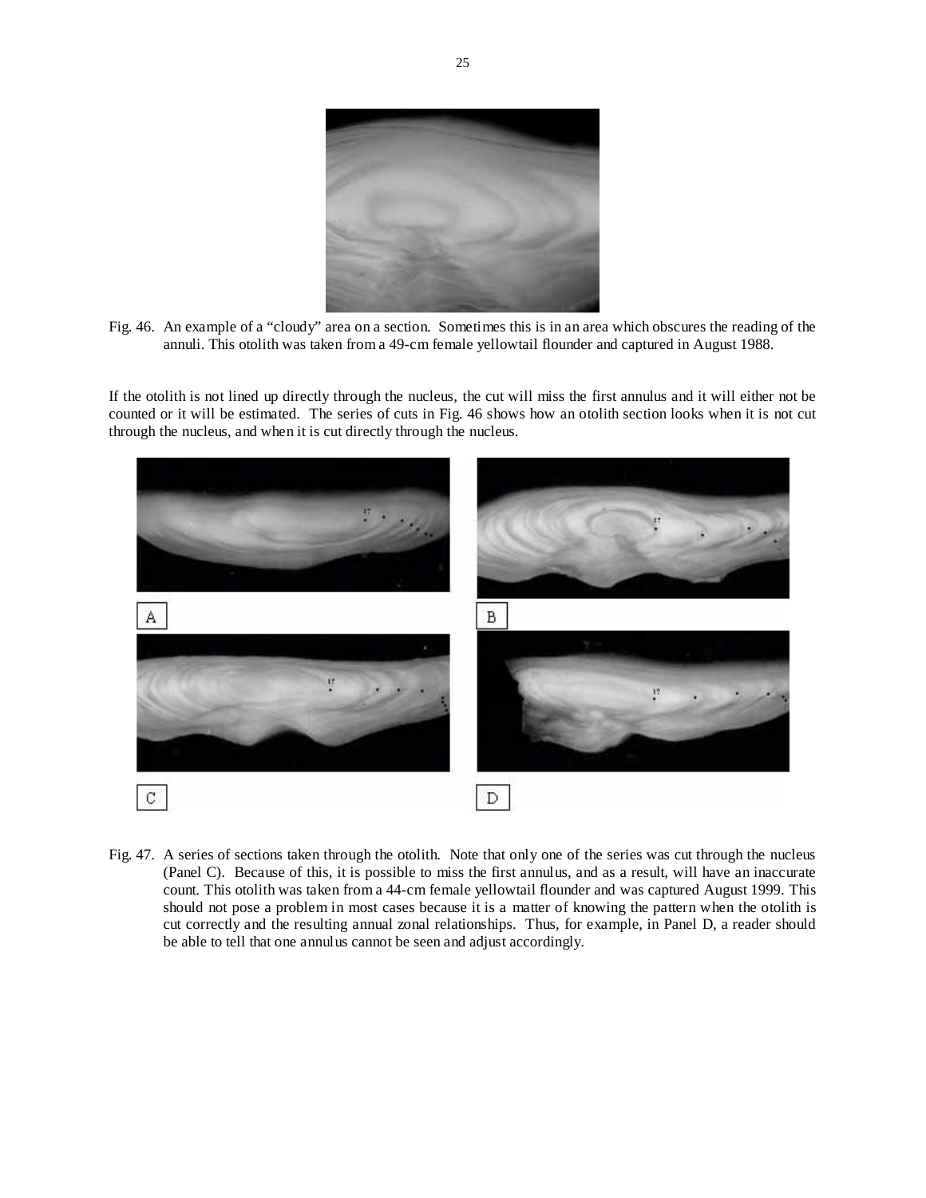Fig. 46. An example of a "cloudy" area on a section. Sometimes this is in an area which obscures the reading of the annuli. This otolith was taken from a 49-cm female yellowtail flounder and captured in August 1988.

If the otolith is not lined up directly through the nucleus, the cut will miss the first annulus and it will either not be counted or it will be estimated. The series of cuts in Fig. 46 shows how an otolith section looks when it is not cut through the nucleus, and when it is cut directly through the nucleus.

Fig. 47. A series of sections taken through the otolith. Note that only one of the series was cut through the nucleus (Panel C). Because of this, it is possible to miss the first annulus, and as a result, will have an inaccurate count. This otolith was taken from a 44-cm female yellowtail flounder and was captured August 1999. This should not pose a problem in most cases because it is a matter of knowing the pattern when the otolith is cut correctly and the resulting annual zonal relationships. Thus, for example, in Panel D, a reader should be able to tell that one annulus cannot be seen and adjust accordingly.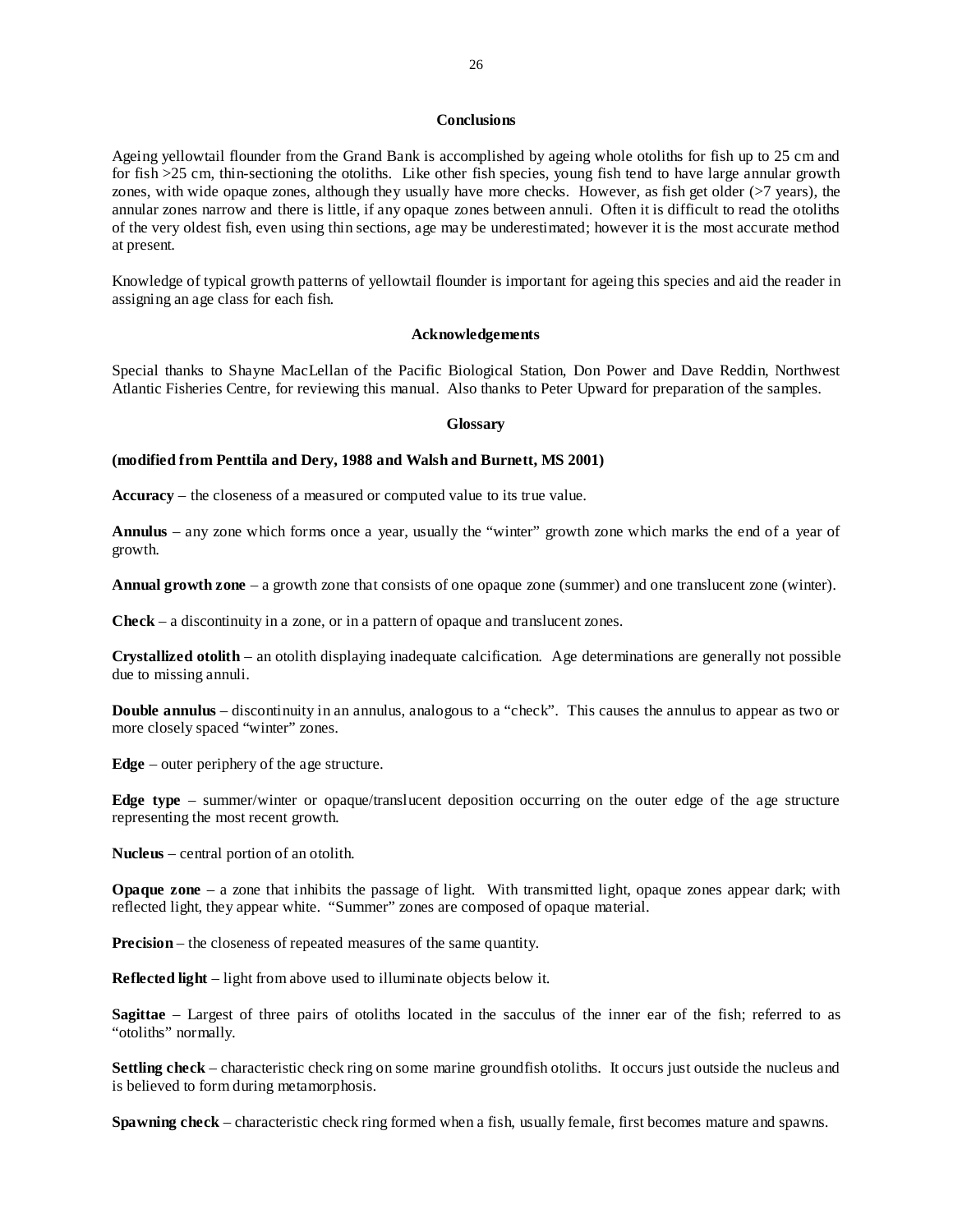## Conclusions

Ageing yellowtail flounder from the Grand Bank is accomplished by ageing whole otoliths for fish up to 25 cm and for fish >25 cm, thin-sectioning the otoliths. Like other fish species, young fish tend to have large annular growth zones, with wide opaque zones, although they usually have more checks. However, as fish get older (>7 years), the annular zones narrow and there is little, if any opaque zones between annuli. Often it is difficult to read the otoliths of the very oldest fish, even using thin sections, age may be underestimated; however it is the most accurate method at present.

Knowledge of typical growth patterns of yellowtail flounder is important for ageing this species and aid the reader in assigning an age class for each fish.

## Acknowledgements

Special thanks to Shayne MacLellan of the Pacific Biological Station, Don Power and Dave Reddin, Northwest Atlantic Fisheries Centre, for reviewing this manual. Also thanks to Peter Upward for preparation of the samples.

## Glossary

**(modified from Penttila and Dery, 1988 and Walsh and Burnett, MS 2001)**

**Accuracy** – the closeness of a measured or computed value to its true value.

**Annulus** – any zone which forms once a year, usually the "winter" growth zone which marks the end of a year of growth.

**Annual growth zone** – a growth zone that consists of one opaque zone (summer) and one translucent zone (winter).

**Check** – a discontinuity in a zone, or in a pattern of opaque and translucent zones.

**Crystallized otolith** – an otolith displaying inadequate calcification. Age determinations are generally not possible due to missing annuli.

**Double annulus** – discontinuity in an annulus, analogous to a "check". This causes the annulus to appear as two or more closely spaced "winter" zones.

**Edge** – outer periphery of the age structure.

**Edge type** – summer/winter or opaque/translucent deposition occurring on the outer edge of the age structure representing the most recent growth.

**Nucleus** – central portion of an otolith.

**Opaque zone** – a zone that inhibits the passage of light. With transmitted light, opaque zones appear dark; with reflected light, they appear white. "Summer" zones are composed of opaque material.

**Precision** – the closeness of repeated measures of the same quantity.

**Reflected light** – light from above used to illuminate objects below it.

**Sagittae** – Largest of three pairs of otoliths located in the sacculus of the inner ear of the fish; referred to as "otoliths" normally.

**Settling check** – characteristic check ring on some marine groundfish otoliths. It occurs just outside the nucleus and is believed to form during metamorphosis.

**Spawning check** – characteristic check ring formed when a fish, usually female, first becomes mature and spawns.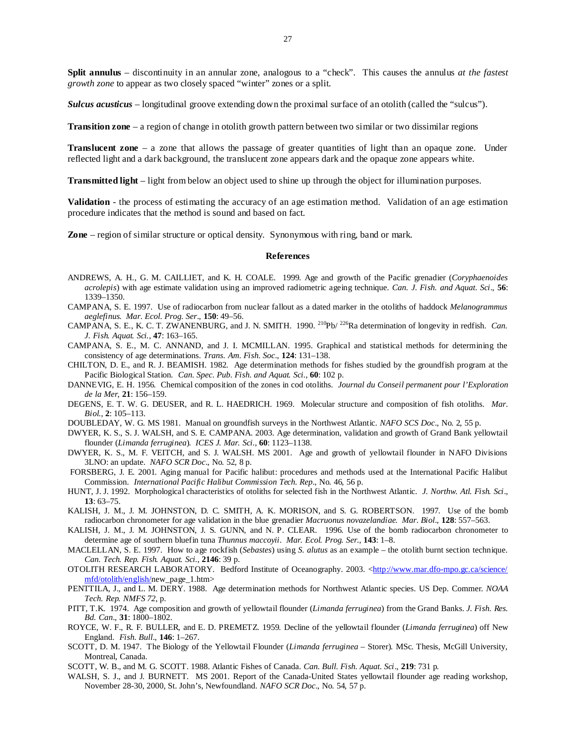**Split annulus** – discontinuity in an annular zone, analogous to a "check". This causes the annulus *at the fastest growth zone* to appear as two closely spaced "winter" zones or a split.

***Sulcus acusticus*** – longitudinal groove extending down the proximal surface of an otolith (called the "sulcus").

**Transition zone** – a region of change in otolith growth pattern between two similar or two dissimilar regions

**Translucent zone** – a zone that allows the passage of greater quantities of light than an opaque zone. Under reflected light and a dark background, the translucent zone appears dark and the opaque zone appears white.

**Transmitted light** – light from below an object used to shine up through the object for illumination purposes.

**Validation** - the process of estimating the accuracy of an age estimation method. Validation of an age estimation procedure indicates that the method is sound and based on fact.

**Zone** – region of similar structure or optical density. Synonymous with ring, band or mark.

## References

ANDREWS, A. H., G. M. CAILLIET, and K. H. COALE. 1999. Age and growth of the Pacific grenadier (*Coryphaenoides acrolepis*) with age estimate validation using an improved radiometric ageing technique. *Can. J. Fish. and Aquat. Sci*., **56**: 1339–1350.

CAMPANA, S. E. 1997. Use of radiocarbon from nuclear fallout as a dated marker in the otoliths of haddock *Melanogrammus aeglefinus*. *Mar. Ecol. Prog. Ser*., **150**: 49–56.

CAMPANA, S. E., K. C. T. ZWANENBURG, and J. N. SMITH. 1990. $^{210}$Pb/ $^{226}$Ra determination of longevity in redfish. *Can. J. Fish. Aquat. Sci.*, **47**: 163–165.

CAMPANA, S. E., M. C. ANNAND, and J. I. MCMILLAN. 1995. Graphical and statistical methods for determining the consistency of age determinations. *Trans. Am. Fish. Soc*., **124**: 131–138.

CHILTON, D. E., and R. J. BEAMISH. 1982. Age determination methods for fishes studied by the groundfish program at the Pacific Biological Station. *Can. Spec. Pub. Fish. and Aquat. Sci.*, **60**: 102 p.

DANNEVIG, E. H. 1956. Chemical composition of the zones in cod otoliths. *Journal du Conseil permanent pour l'Exploration de la Mer*, **21**: 156–159.

DEGENS, E. T. W. G. DEUSER, and R. L. HAEDRICH. 1969. Molecular structure and composition of fish otoliths. *Mar. Biol.*, **2**: 105–113.

DOUBLEDAY, W. G. MS 1981. Manual on groundfish surveys in the Northwest Atlantic. *NAFO SCS Doc*., No. 2, 55 p.

DWYER, K. S., S. J. WALSH, and S. E. CAMPANA. 2003. Age determination, validation and growth of Grand Bank yellowtail flounder (*Limanda ferruginea*). *ICES J. Mar. Sci*., **60**: 1123–1138.

DWYER, K. S., M. F. VEITCH, and S. J. WALSH. MS 2001. Age and growth of yellowtail flounder in NAFO Divisions 3LNO: an update. *NAFO SCR Doc*., No. 52, 8 p.

FORSBERG, J. E. 2001. Aging manual for Pacific halibut: procedures and methods used at the International Pacific Halibut Commission. *International Pacific Halibut Commission Tech. Rep*., No. 46, 56 p.

HUNT, J. J. 1992. Morphological characteristics of otoliths for selected fish in the Northwest Atlantic. *J. Northw. Atl. Fish. Sci*., **13**: 63–75.

KALISH, J. M., J. M. JOHNSTON, D. C. SMITH, A. K. MORISON, and S. G. ROBERTSON. 1997. Use of the bomb radiocarbon chronometer for age validation in the blue grenadier *Macruonus novazelandiae*. *Mar. Biol*., **128**: 557–563.

KALISH, J. M., J. M. JOHNSTON, J. S. GUNN, and N. P. CLEAR. 1996. Use of the bomb radiocarbon chronometer to determine age of southern bluefin tuna *Thunnus maccoyii*. *Mar. Ecol. Prog. Ser.*, **143**: 1–8.

MACLELLAN, S. E. 1997. How to age rockfish (*Sebastes*) using *S. alutus* as an example – the otolith burnt section technique. *Can. Tech. Rep. Fish. Aquat. Sci.*, **2146**: 39 p.

OTOLITH RESEARCH LABORATORY. Bedford Institute of Oceanography. 2003. <http://www.mar.dfo-mpo.gc.ca/science/mfd/otolith/english/new_page_1.htm>

PENTTILA, J., and L. M. DERY. 1988. Age determination methods for Northwest Atlantic species. US Dep. Commer. *NOAA Tech. Rep. NMFS 72*, p.

PITT, T.K. 1974. Age composition and growth of yellowtail flounder (*Limanda ferruginea*) from the Grand Banks. *J. Fish. Res. Bd. Can*., **31**: 1800–1802.

ROYCE, W. F., R. F. BULLER, and E. D. PREMETZ. 1959. Decline of the yellowtail flounder (*Limanda ferruginea*) off New England. *Fish. Bull*., **146**: 1–267.

SCOTT, D. M. 1947. The Biology of the Yellowtail Flounder (*Limanda ferruginea* – Storer). MSc. Thesis, McGill University, Montreal, Canada.

SCOTT, W. B., and M. G. SCOTT. 1988. Atlantic Fishes of Canada. *Can. Bull. Fish. Aquat. Sci*., **219**: 731 p.

WALSH, S. J., and J. BURNETT. MS 2001. Report of the Canada-United States yellowtail flounder age reading workshop, November 28-30, 2000, St. John's, Newfoundland. *NAFO SCR Doc*., No. 54, 57 p.